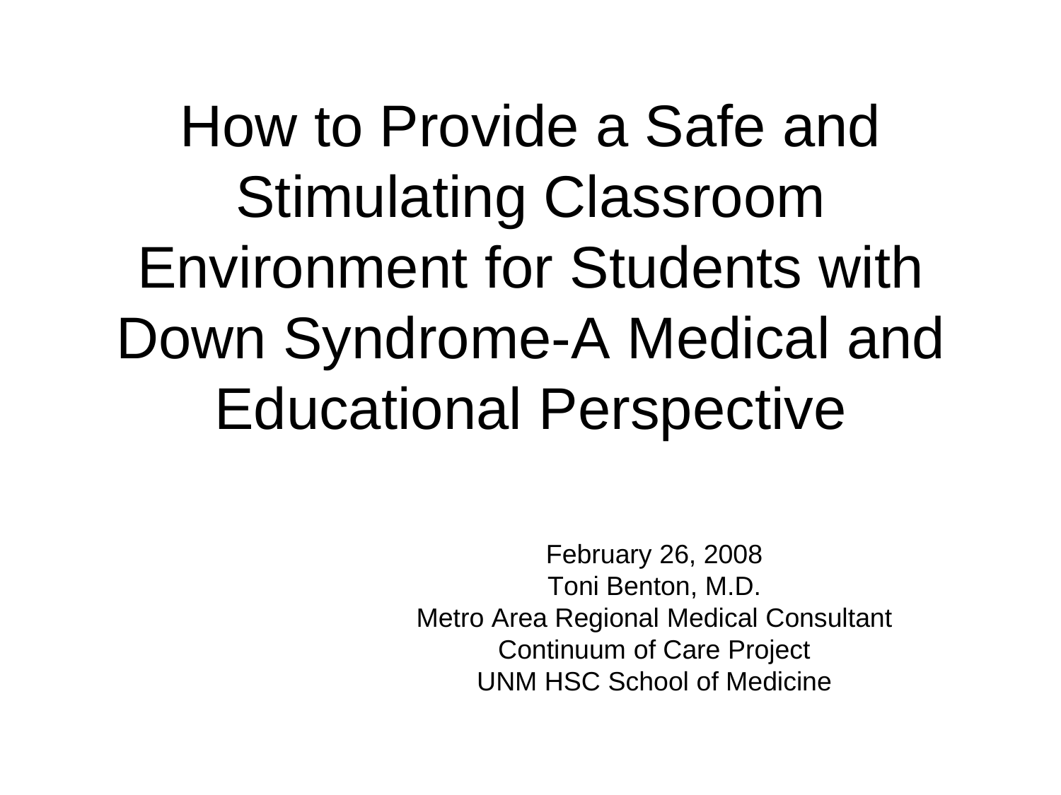# How to Provide a Safe and Stimulating Classroom Environment for Students with Down Syndrome-A Medical and Educational Perspective

February 26, 2008
Toni Benton, M.D.
Metro Area Regional Medical Consultant
Continuum of Care Project
UNM HSC School of Medicine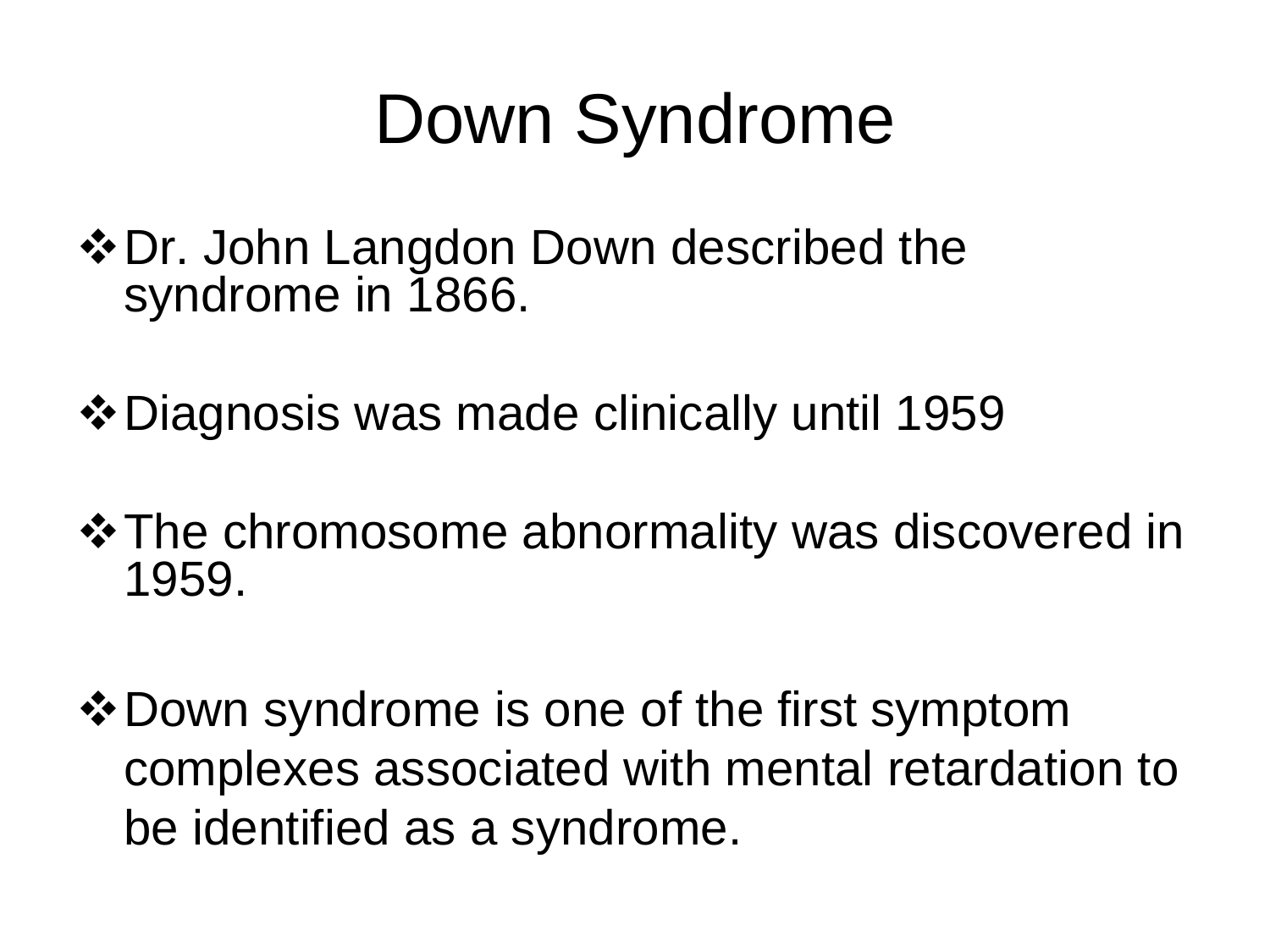# Down Syndrome

- Dr. John Langdon Down described the syndrome in 1866.
- Diagnosis was made clinically until 1959
- The chromosome abnormality was discovered in 1959.
- Down syndrome is one of the first symptom complexes associated with mental retardation to be identified as a syndrome.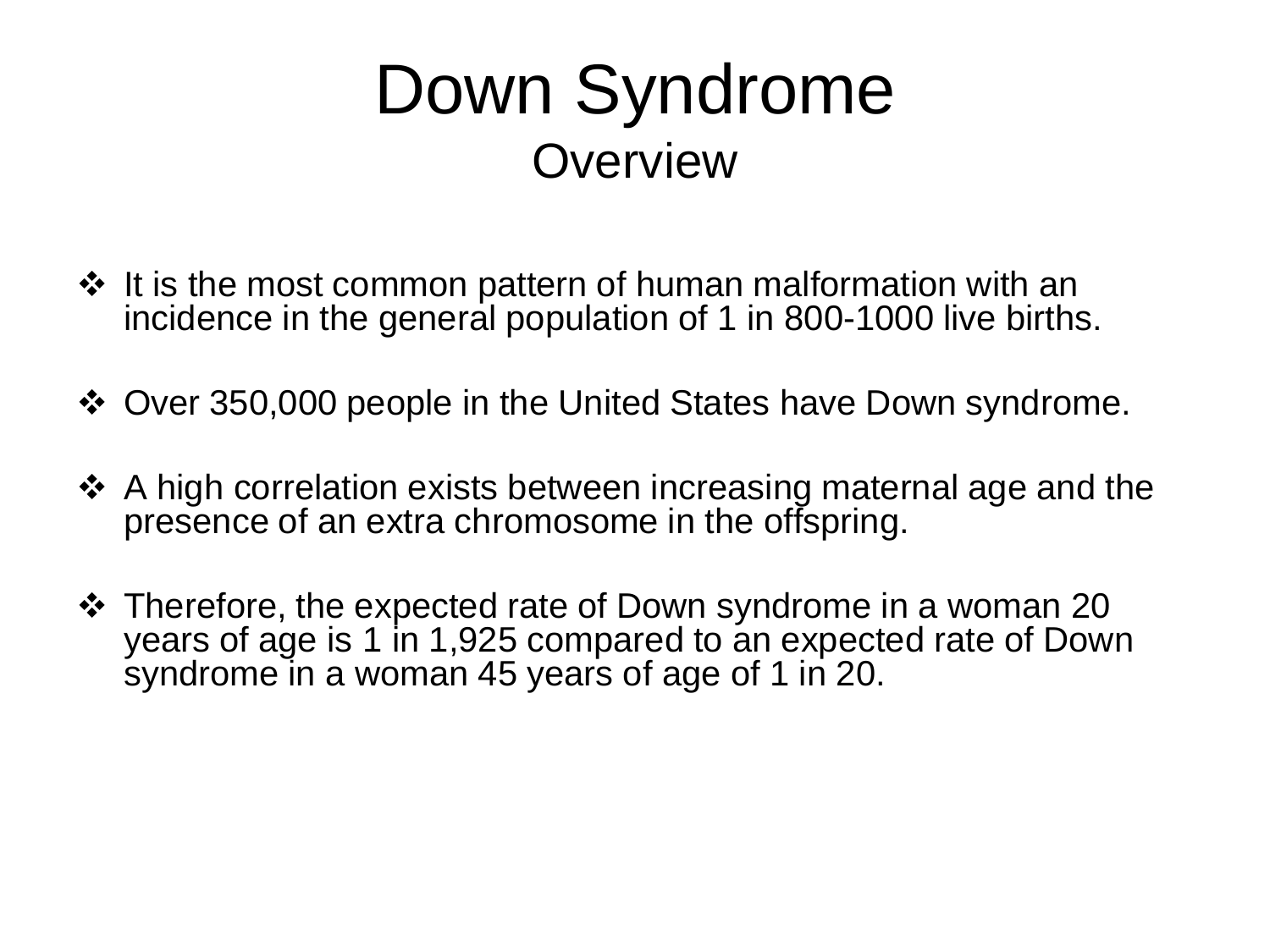# Down Syndrome

## Overview

- It is the most common pattern of human malformation with an incidence in the general population of 1 in 800-1000 live births.
- Over 350,000 people in the United States have Down syndrome.
- A high correlation exists between increasing maternal age and the presence of an extra chromosome in the offspring.
- Therefore, the expected rate of Down syndrome in a woman 20 years of age is 1 in 1,925 compared to an expected rate of Down syndrome in a woman 45 years of age of 1 in 20.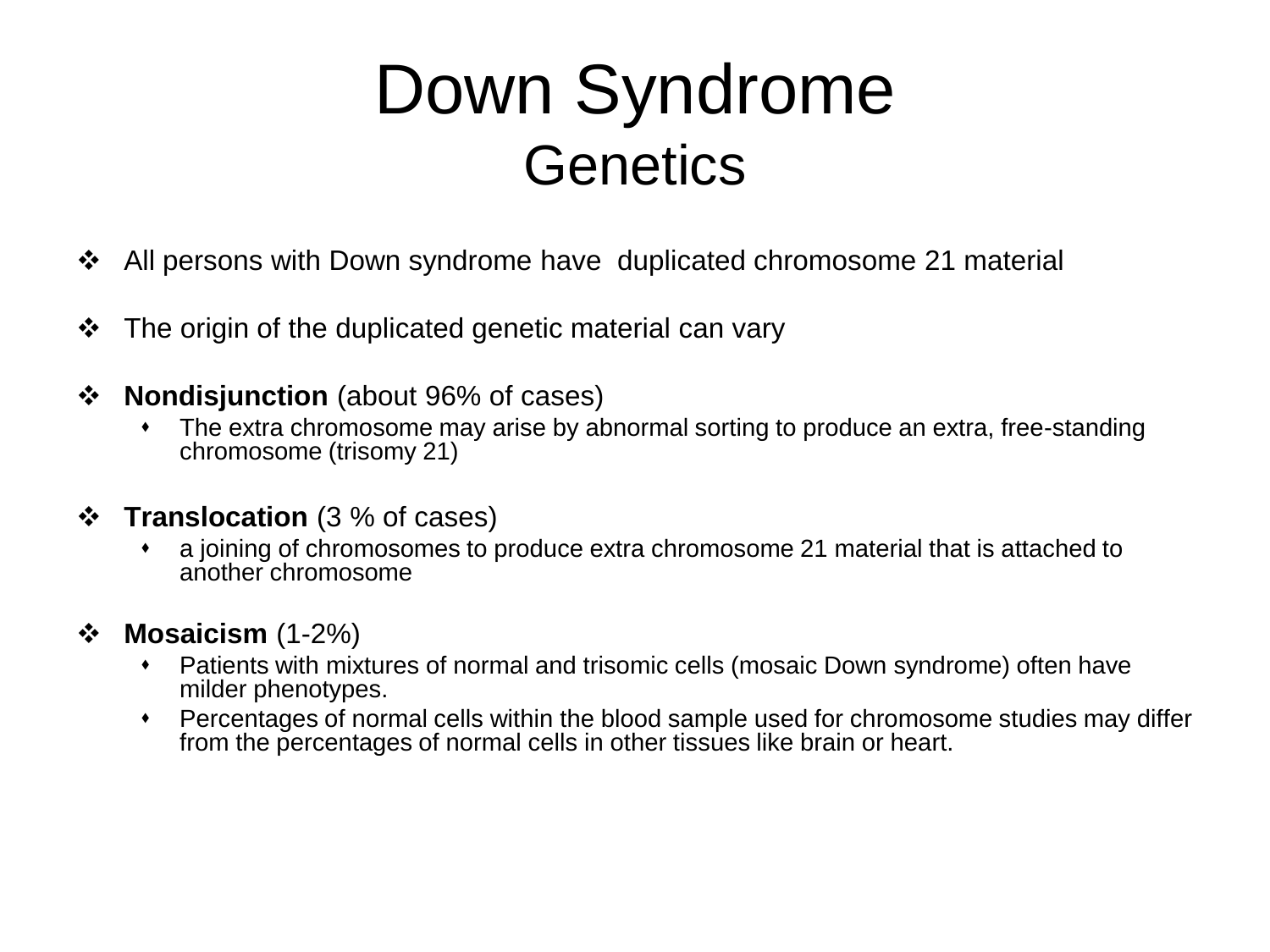# Down Syndrome
## Genetics

- All persons with Down syndrome have duplicated chromosome 21 material

- The origin of the duplicated genetic material can vary

- **Nondisjunction** (about 96% of cases)
  - The extra chromosome may arise by abnormal sorting to produce an extra, free-standing chromosome (trisomy 21)

- **Translocation** (3 % of cases)
  - a joining of chromosomes to produce extra chromosome 21 material that is attached to another chromosome

- **Mosaicism** (1-2%)
  - Patients with mixtures of normal and trisomic cells (mosaic Down syndrome) often have milder phenotypes.
  - Percentages of normal cells within the blood sample used for chromosome studies may differ from the percentages of normal cells in other tissues like brain or heart.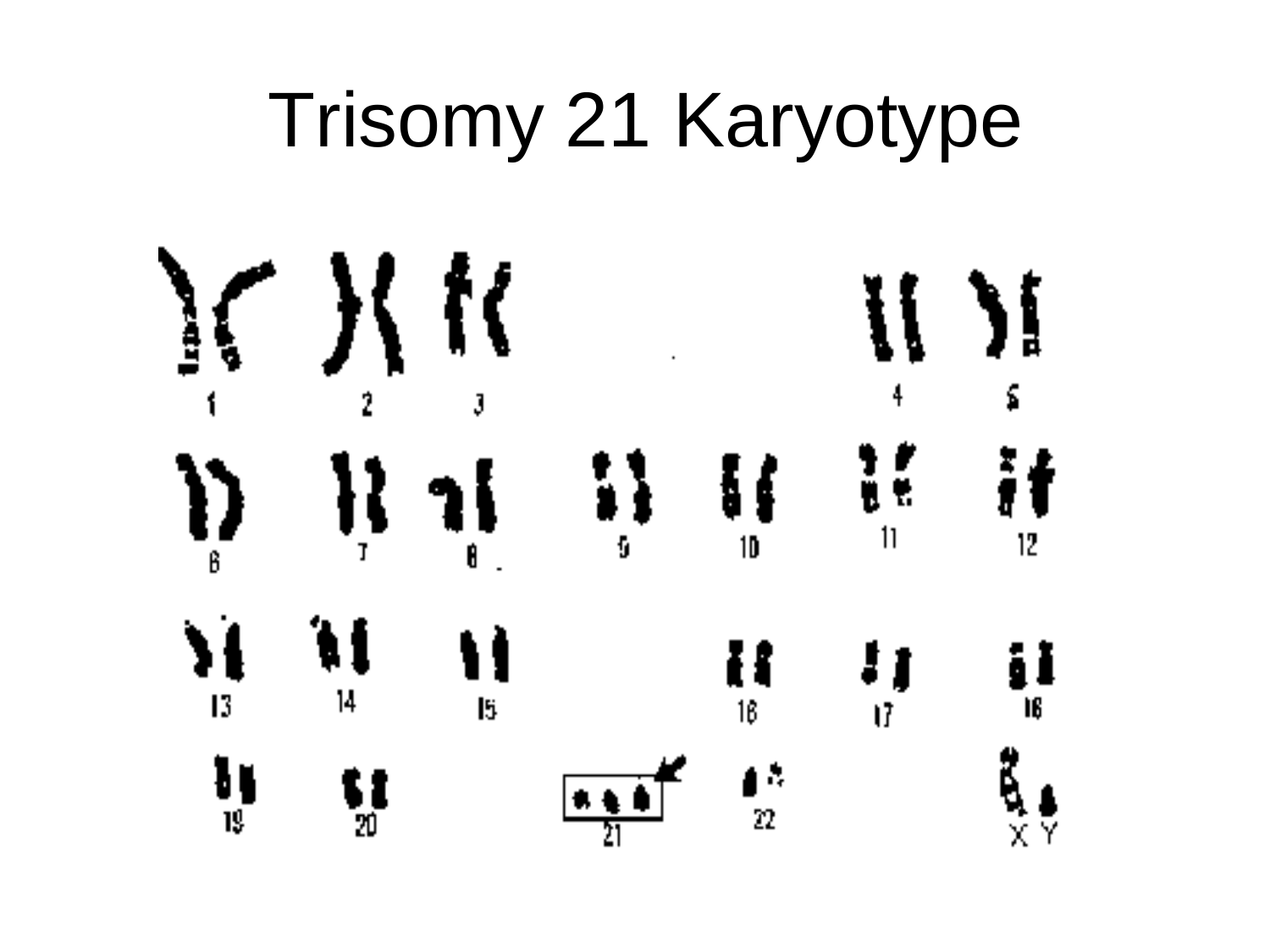# Trisomy 21 Karyotype

1 2 3 4 5

6 7 8 9 10 11 12

13 14 15 16 17 18

19 20 21 22 X Y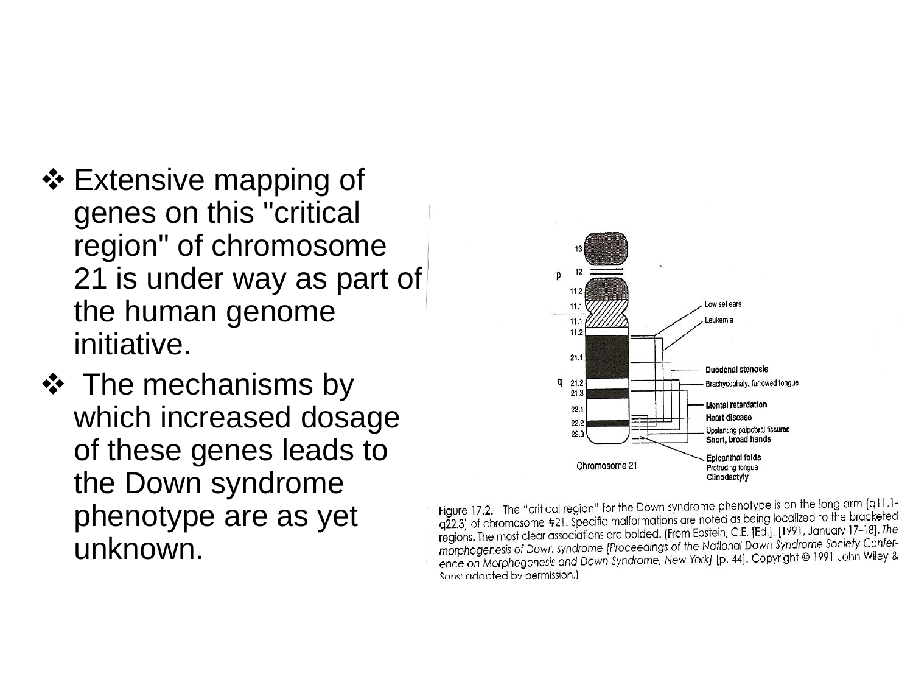- Extensive mapping of genes on this "critical region" of chromosome 21 is under way as part of the human genome initiative.
- The mechanisms by which increased dosage of these genes leads to the Down syndrome phenotype are as yet unknown.

Figure 17.2. The "critical region" for the Down syndrome phenotype is on the long arm (q11.1-q22.3) of chromosome #21. Specific malformations are noted as being localized to the bracketed regions. The most clear associations are bolded. (From Epstein, C.E. [Ed.]. [1991, January 17–18]. *The morphogenesis of Down syndrome [Proceedings of the National Down Syndrome Society Conference on Morphogenesis and Down Syndrome, New York]* [p. 44]. Copyright © 1991 John Wiley & Sons; adapted by permission.)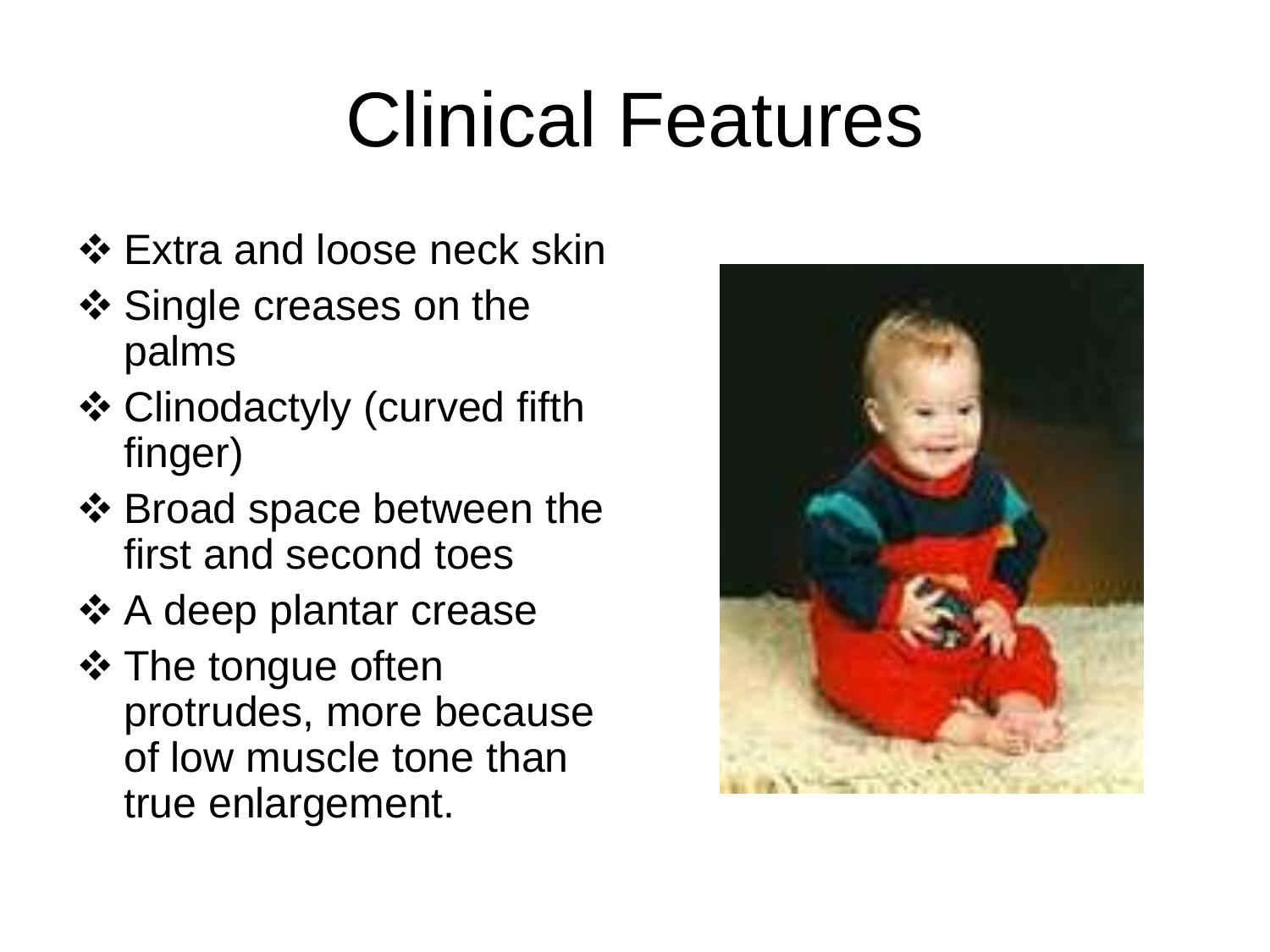# Clinical Features

- Extra and loose neck skin
- Single creases on the palms
- Clinodactyly (curved fifth finger)
- Broad space between the first and second toes
- A deep plantar crease
- The tongue often protrudes, more because of low muscle tone than true enlargement.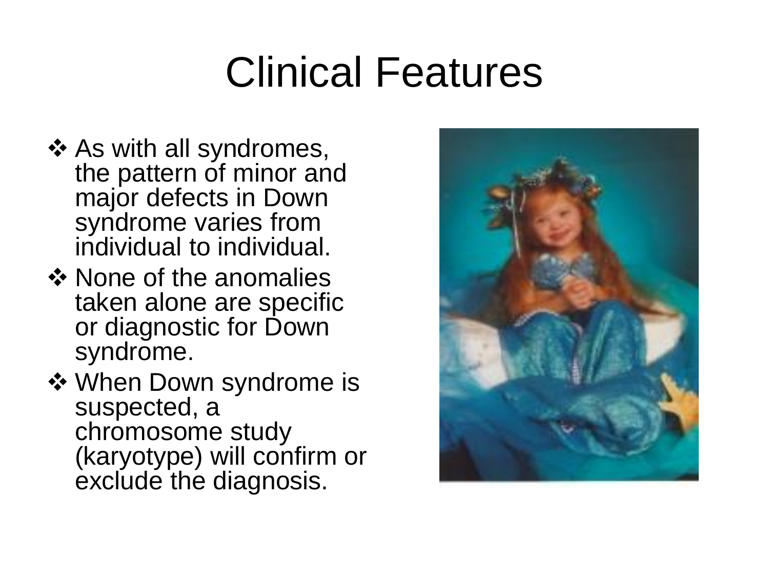# Clinical Features

- As with all syndromes, the pattern of minor and major defects in Down syndrome varies from individual to individual.
- None of the anomalies taken alone are specific or diagnostic for Down syndrome.
- When Down syndrome is suspected, a chromosome study (karyotype) will confirm or exclude the diagnosis.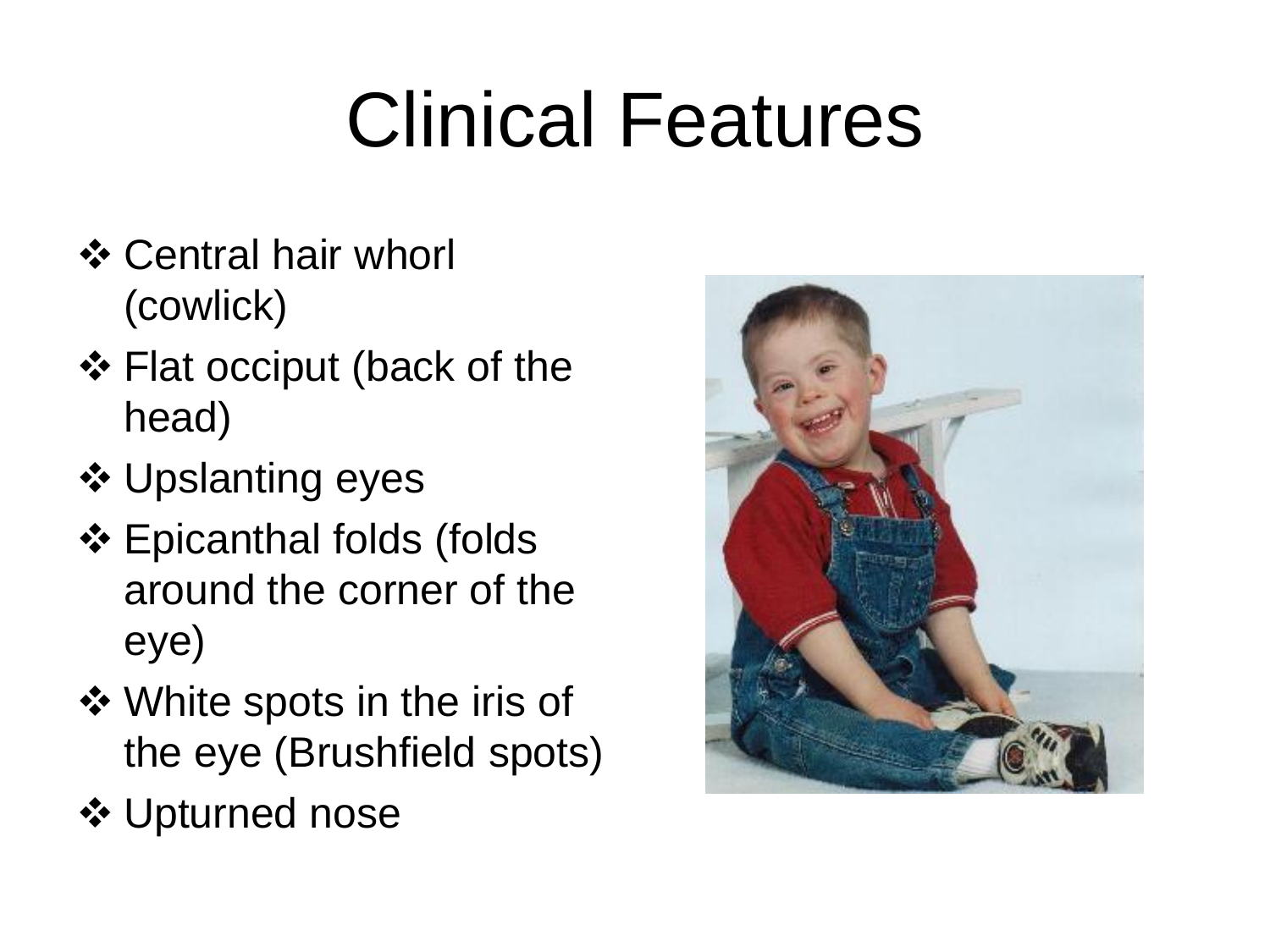# Clinical Features

- Central hair whorl (cowlick)
- Flat occiput (back of the head)
- Upslanting eyes
- Epicanthal folds (folds around the corner of the eye)
- White spots in the iris of the eye (Brushfield spots)
- Upturned nose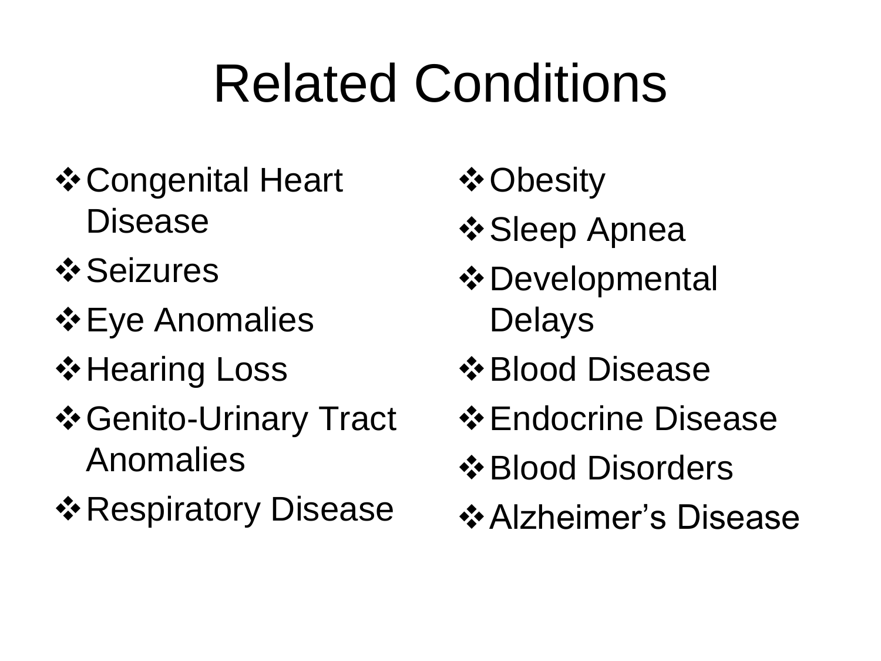# Related Conditions

- Congenital Heart Disease
- Seizures
- Eye Anomalies
- Hearing Loss
- Genito-Urinary Tract Anomalies
- Respiratory Disease
- Obesity
- Sleep Apnea
- Developmental Delays
- Blood Disease
- Endocrine Disease
- Blood Disorders
- Alzheimer's Disease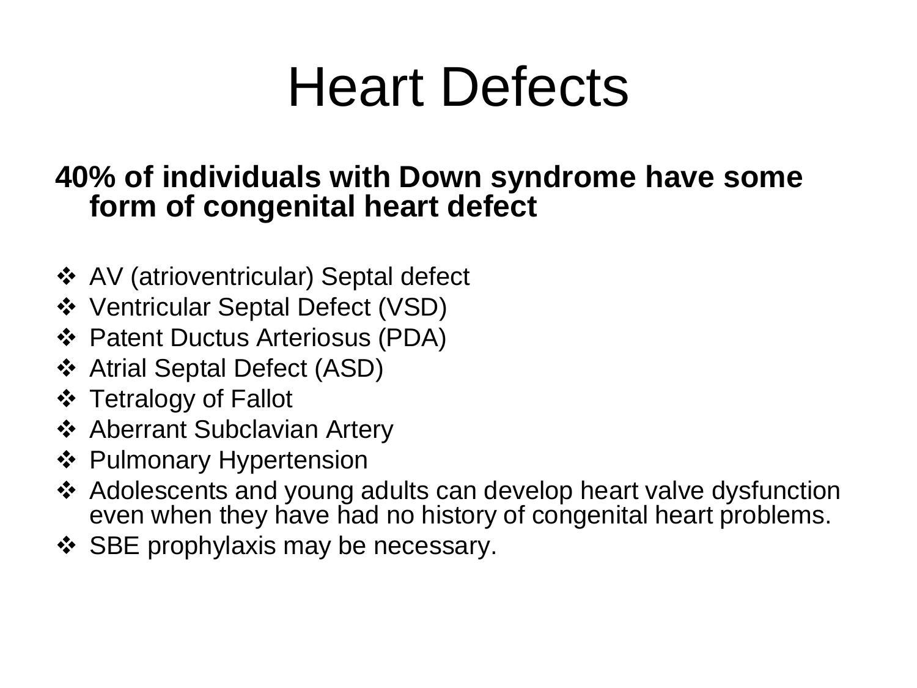# Heart Defects

**40% of individuals with Down syndrome have some form of congenital heart defect**

- AV (atrioventricular) Septal defect
- Ventricular Septal Defect (VSD)
- Patent Ductus Arteriosus (PDA)
- Atrial Septal Defect (ASD)
- Tetralogy of Fallot
- Aberrant Subclavian Artery
- Pulmonary Hypertension
- Adolescents and young adults can develop heart valve dysfunction even when they have had no history of congenital heart problems.
- SBE prophylaxis may be necessary.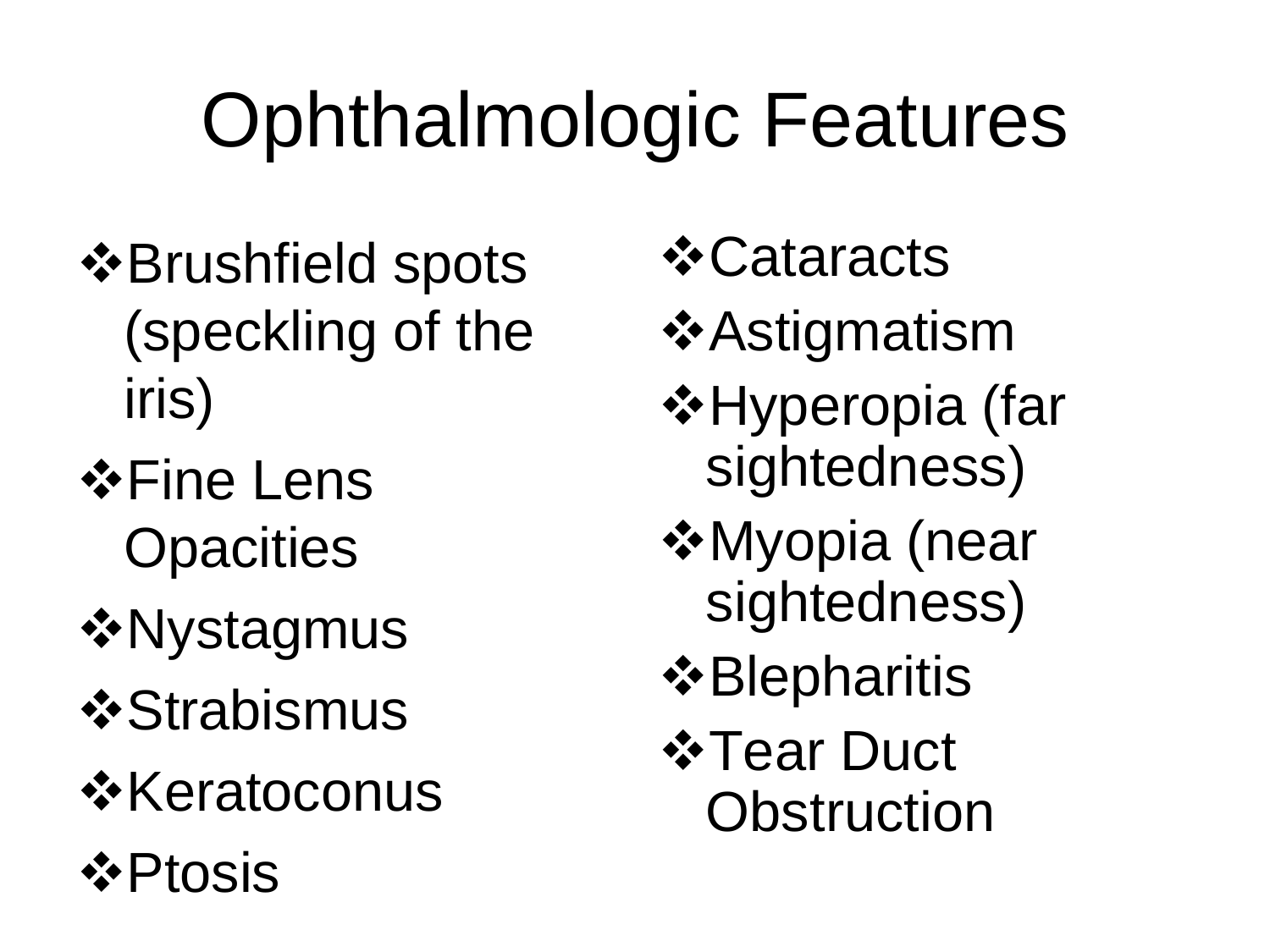# Ophthalmologic Features

- Brushfield spots (speckling of the iris)
- Fine Lens Opacities
- Nystagmus
- Strabismus
- Keratoconus
- Ptosis
- Cataracts
- Astigmatism
- Hyperopia (far sightedness)
- Myopia (near sightedness)
- Blepharitis
- Tear Duct Obstruction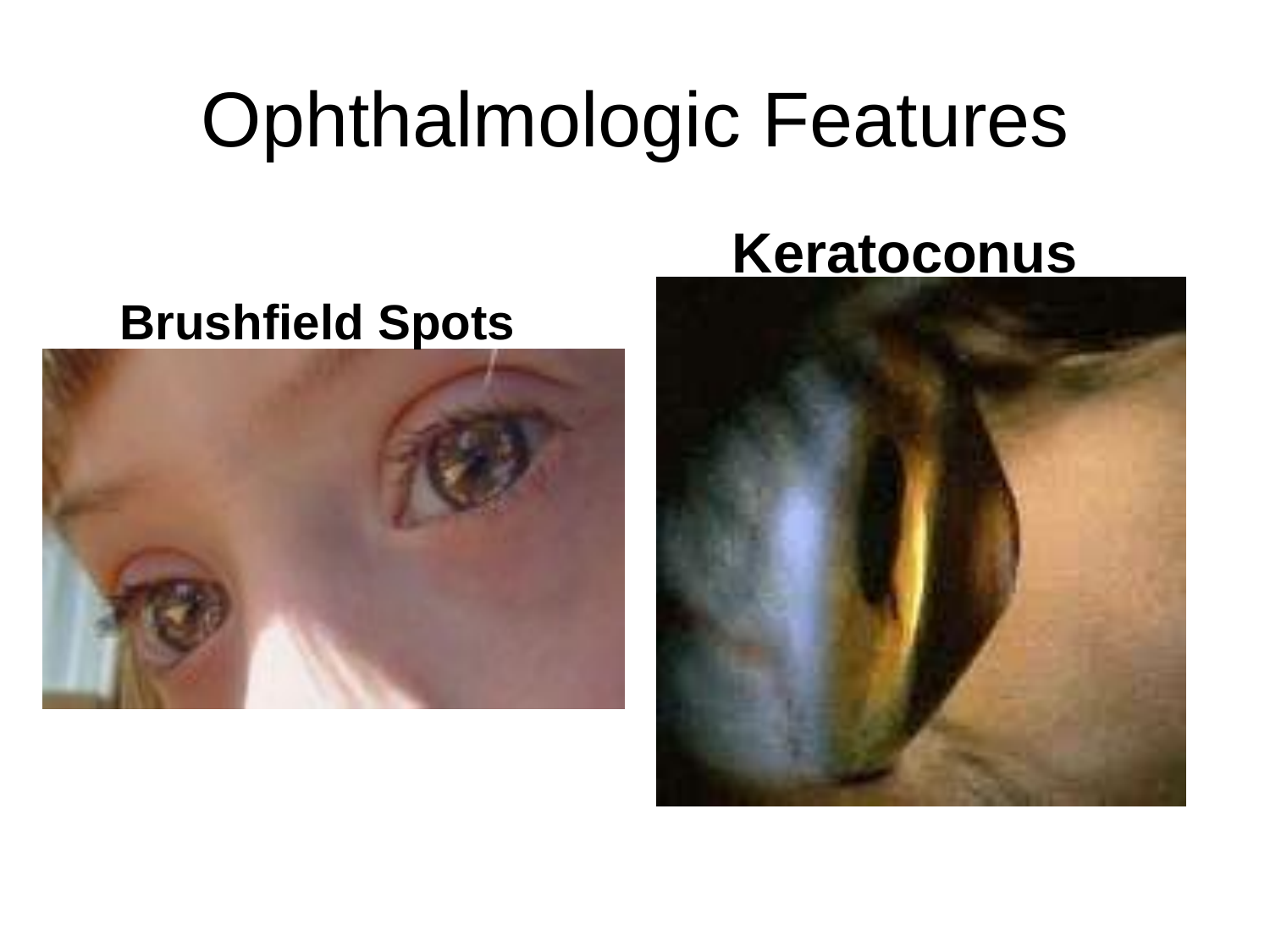# Ophthalmologic Features

**Brushfield Spots**

**Keratoconus**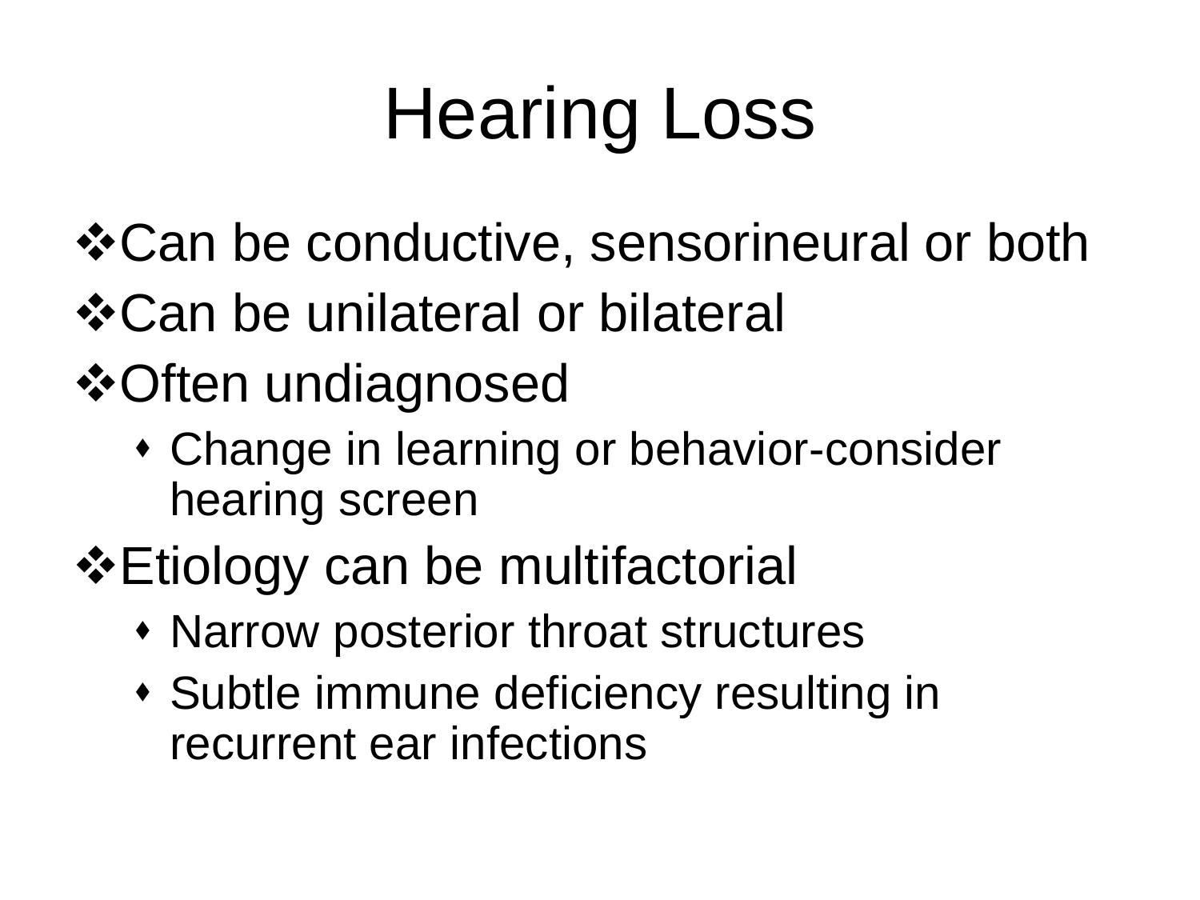# Hearing Loss

- Can be conductive, sensorineural or both
- Can be unilateral or bilateral
- Often undiagnosed
  - Change in learning or behavior-consider hearing screen
- Etiology can be multifactorial
  - Narrow posterior throat structures
  - Subtle immune deficiency resulting in recurrent ear infections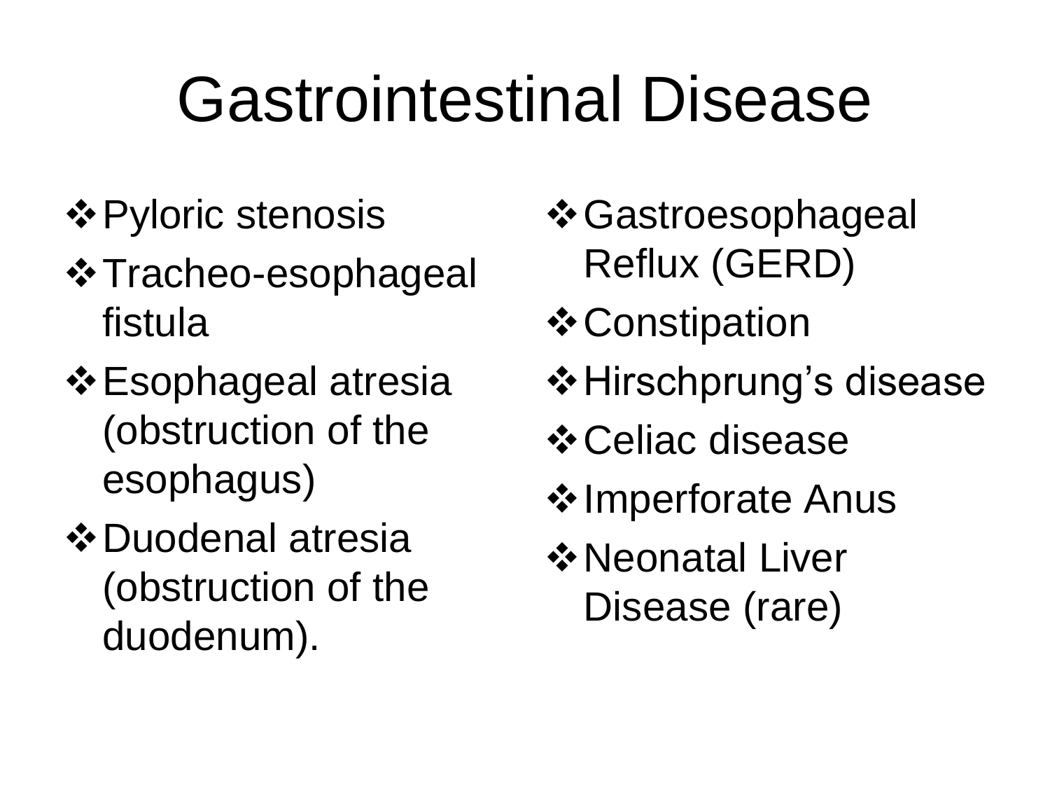# Gastrointestinal Disease

- Pyloric stenosis
- Tracheo-esophageal fistula
- Esophageal atresia (obstruction of the esophagus)
- Duodenal atresia (obstruction of the duodenum).
- Gastroesophageal Reflux (GERD)
- Constipation
- Hirschprung’s disease
- Celiac disease
- Imperforate Anus
- Neonatal Liver Disease (rare)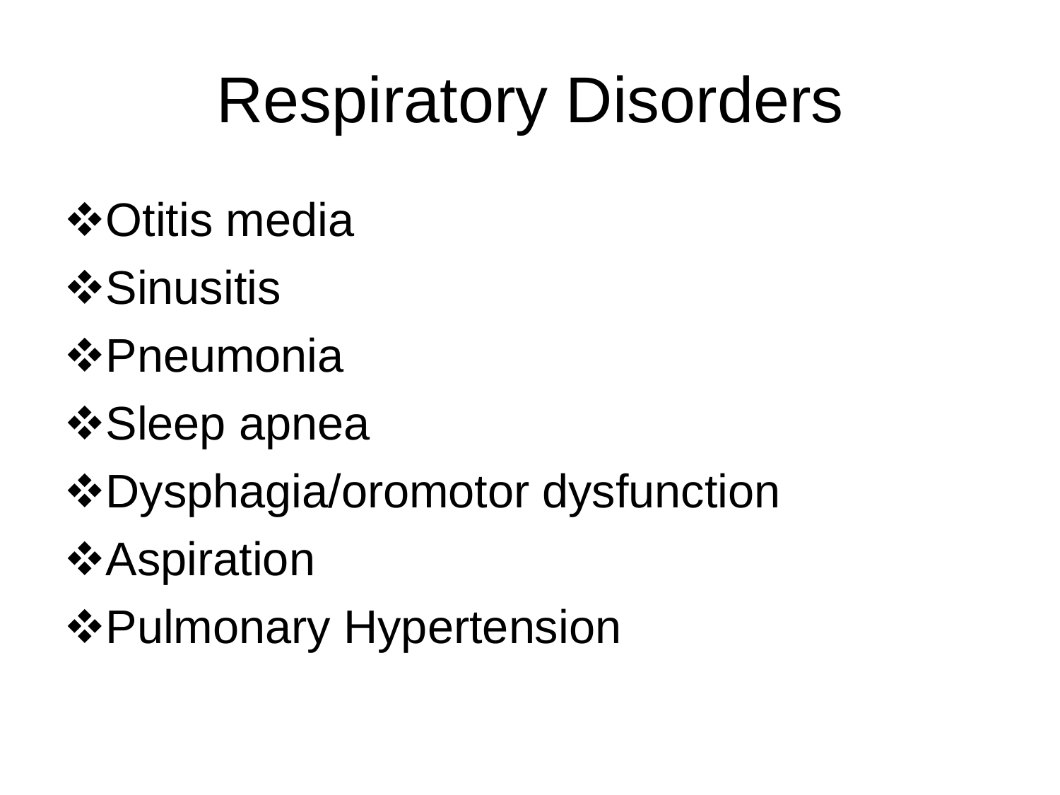# Respiratory Disorders

- Otitis media
- Sinusitis
- Pneumonia
- Sleep apnea
- Dysphagia/oromotor dysfunction
- Aspiration
- Pulmonary Hypertension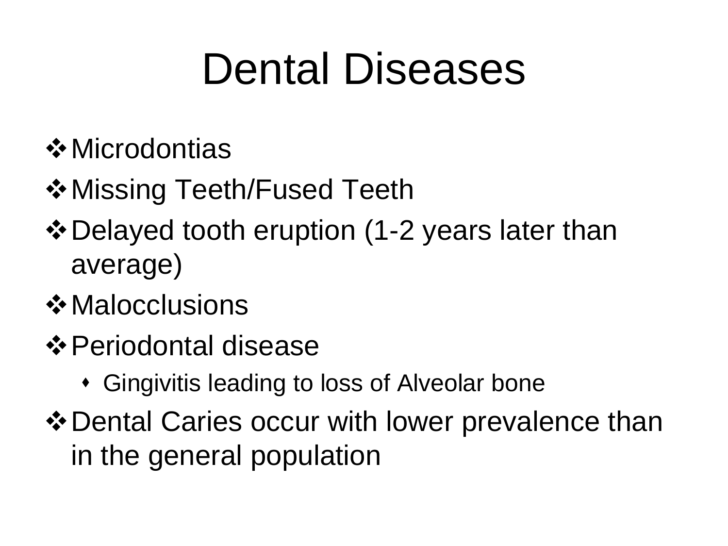# Dental Diseases

- Microdontias
- Missing Teeth/Fused Teeth
- Delayed tooth eruption (1-2 years later than average)
- Malocclusions
- Periodontal disease
  - Gingivitis leading to loss of Alveolar bone
- Dental Caries occur with lower prevalence than in the general population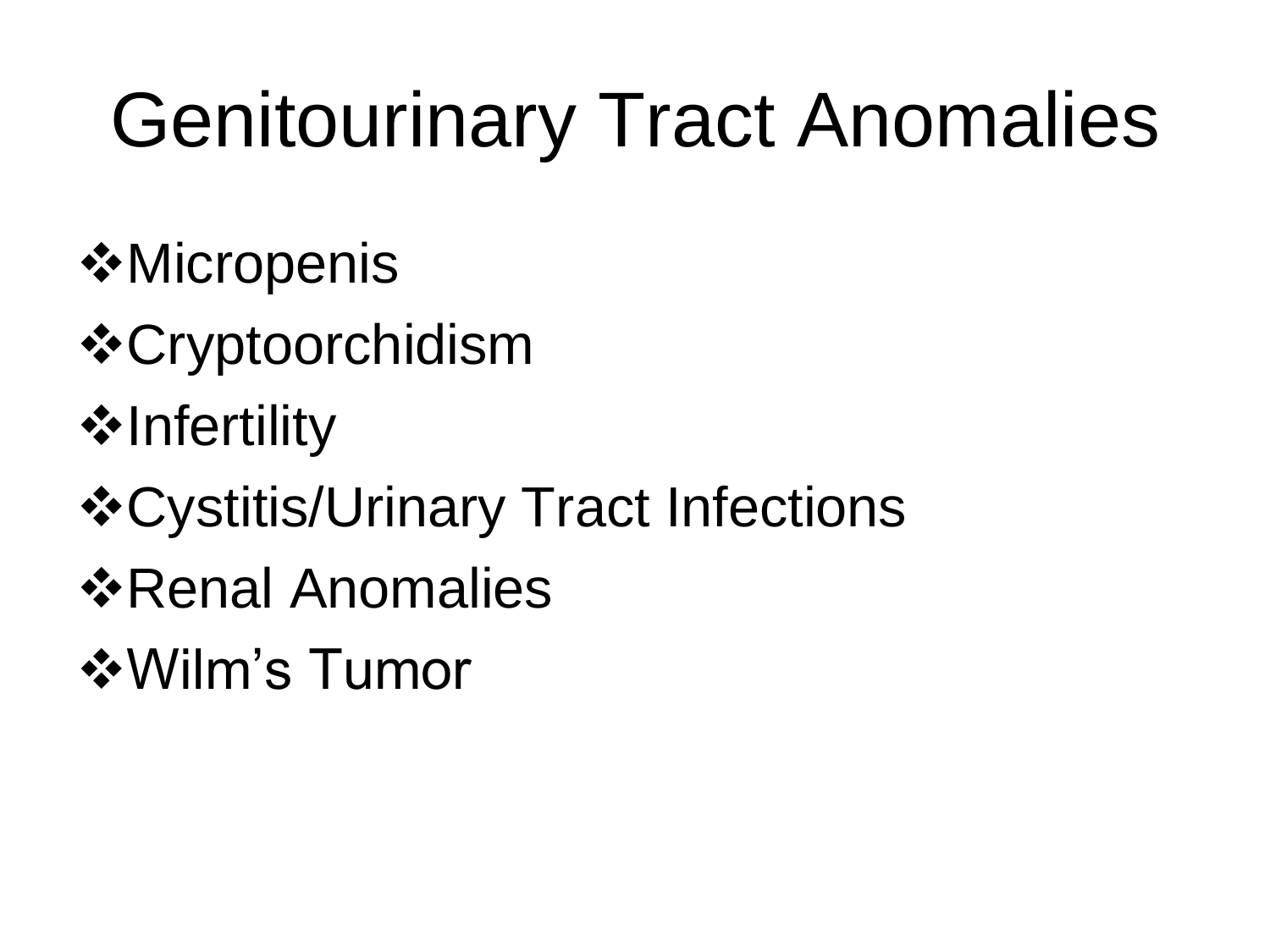# Genitourinary Tract Anomalies

- Micropenis
- Cryptoorchidism
- Infertility
- Cystitis/Urinary Tract Infections
- Renal Anomalies
- Wilm's Tumor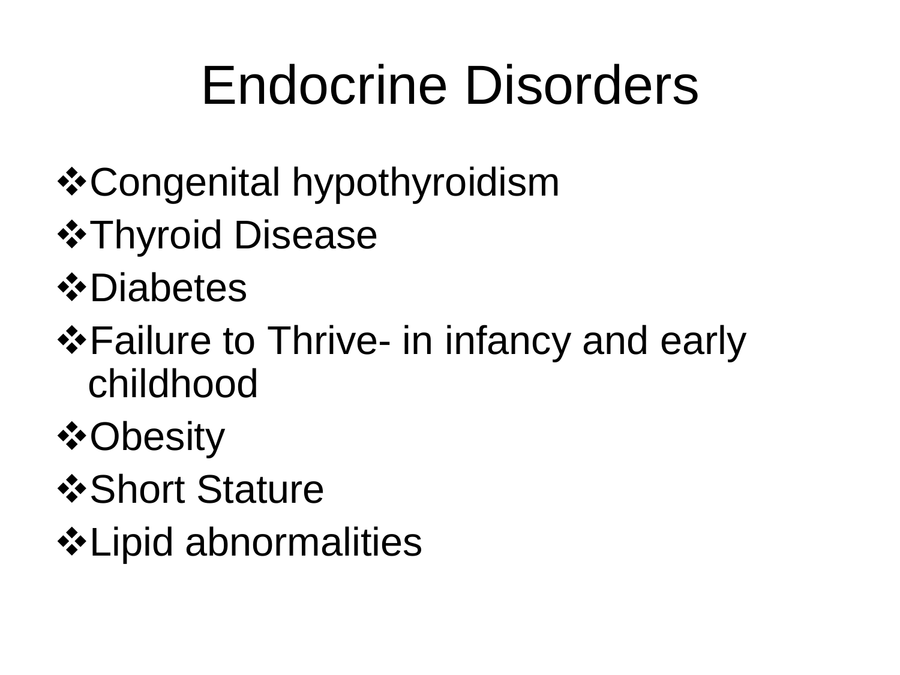# Endocrine Disorders

- Congenital hypothyroidism
- Thyroid Disease
- Diabetes
- Failure to Thrive- in infancy and early childhood
- Obesity
- Short Stature
- Lipid abnormalities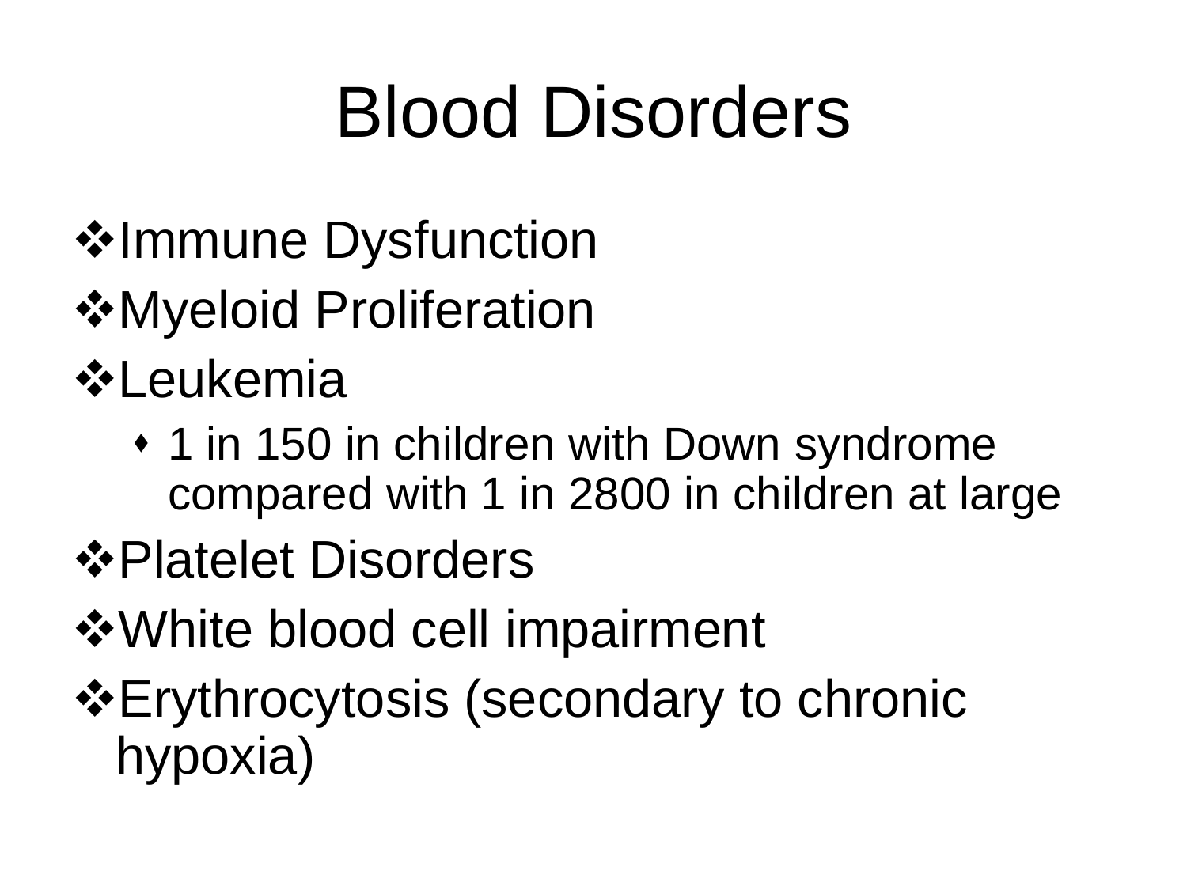# Blood Disorders

- Immune Dysfunction
- Myeloid Proliferation
- Leukemia
  - 1 in 150 in children with Down syndrome compared with 1 in 2800 in children at large
- Platelet Disorders
- White blood cell impairment
- Erythrocytosis (secondary to chronic hypoxia)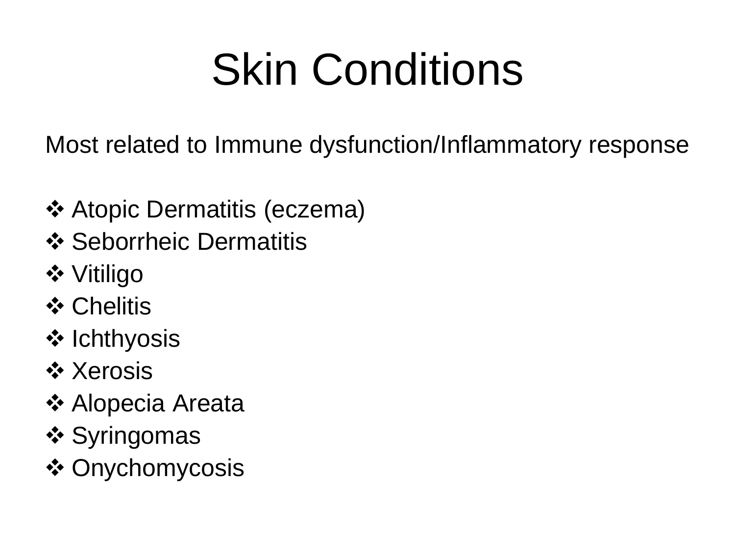# Skin Conditions

Most related to Immune dysfunction/Inflammatory response

- Atopic Dermatitis (eczema)
- Seborrheic Dermatitis
- Vitiligo
- Chelitis
- Ichthyosis
- Xerosis
- Alopecia Areata
- Syringomas
- Onychomycosis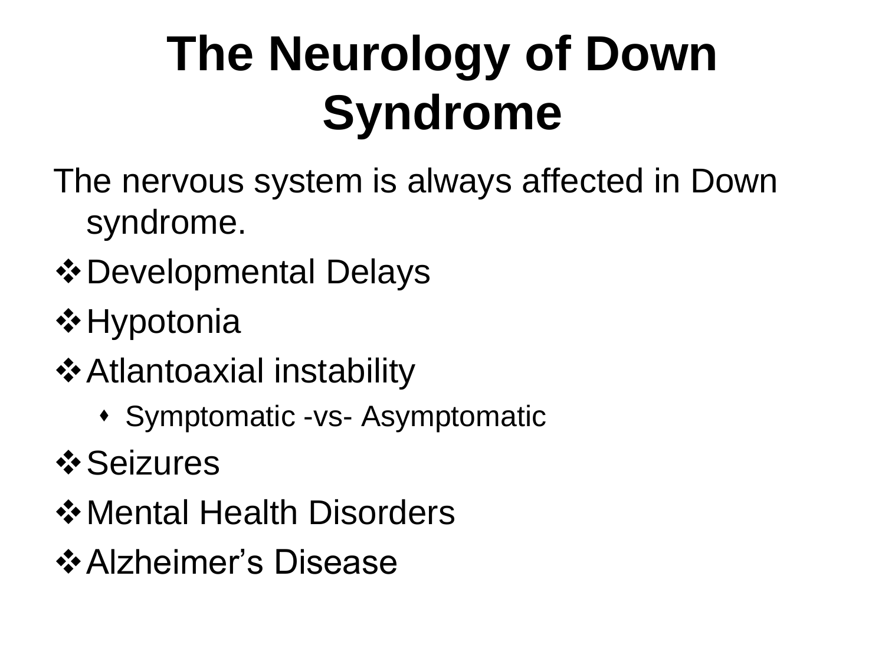# The Neurology of Down Syndrome

The nervous system is always affected in Down syndrome.

- Developmental Delays
- Hypotonia
- Atlantoaxial instability
  - Symptomatic -vs- Asymptomatic
- Seizures
- Mental Health Disorders
- Alzheimer's Disease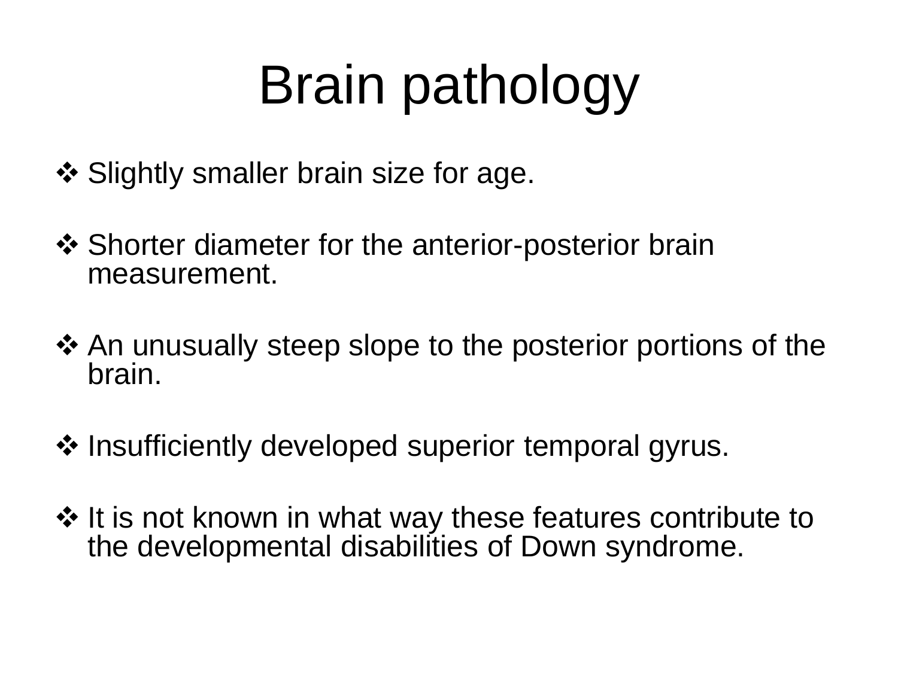# Brain pathology

- Slightly smaller brain size for age.
- Shorter diameter for the anterior-posterior brain measurement.
- An unusually steep slope to the posterior portions of the brain.
- Insufficiently developed superior temporal gyrus.
- It is not known in what way these features contribute to the developmental disabilities of Down syndrome.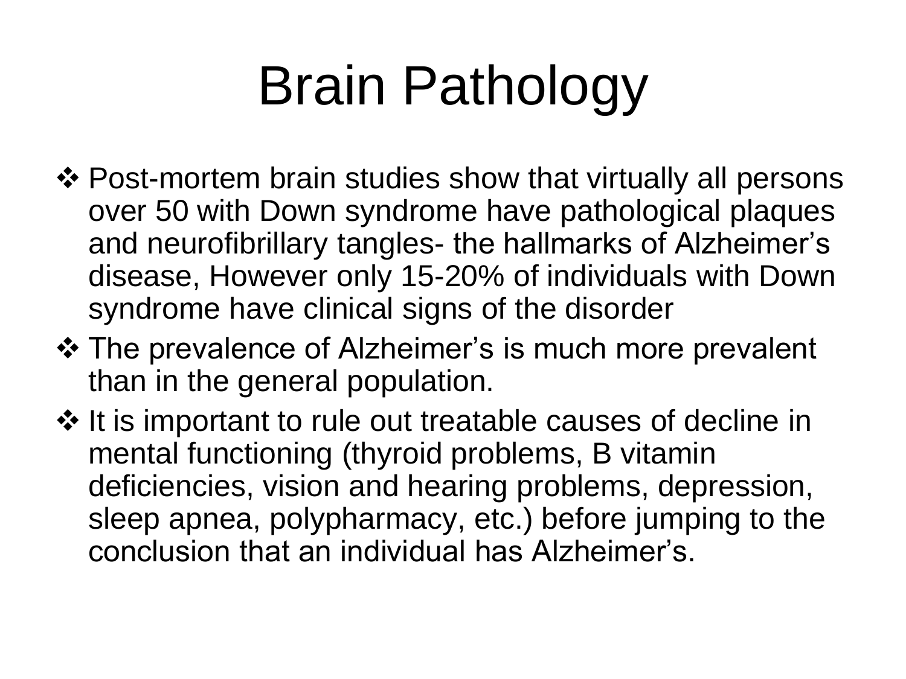# Brain Pathology

- Post-mortem brain studies show that virtually all persons over 50 with Down syndrome have pathological plaques and neurofibrillary tangles- the hallmarks of Alzheimer's disease, However only 15-20% of individuals with Down syndrome have clinical signs of the disorder
- The prevalence of Alzheimer's is much more prevalent than in the general population.
- It is important to rule out treatable causes of decline in mental functioning (thyroid problems, B vitamin deficiencies, vision and hearing problems, depression, sleep apnea, polypharmacy, etc.) before jumping to the conclusion that an individual has Alzheimer's.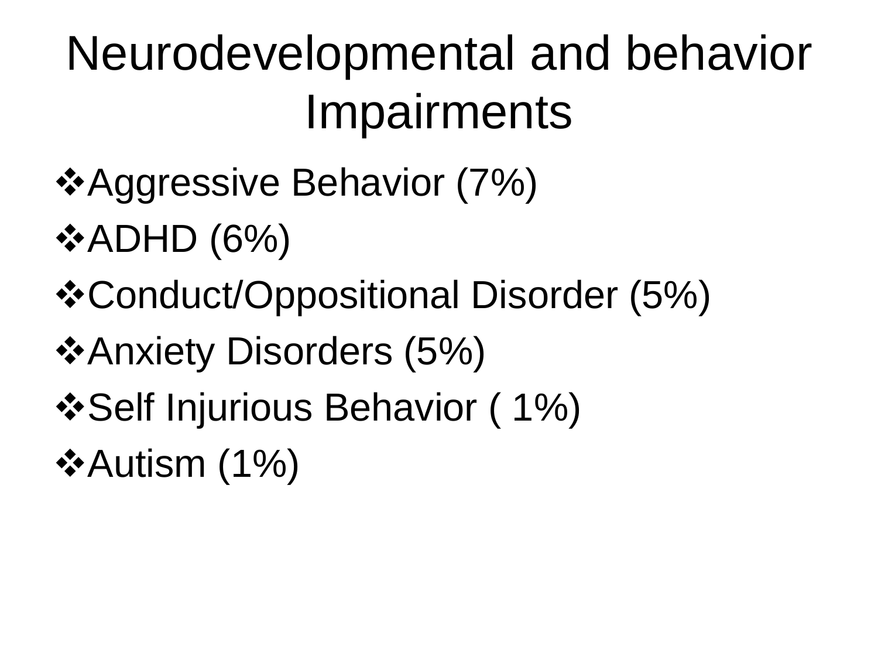# Neurodevelopmental and behavior Impairments

- Aggressive Behavior (7%)
- ADHD (6%)
- Conduct/Oppositional Disorder (5%)
- Anxiety Disorders (5%)
- Self Injurious Behavior ( 1%)
- Autism (1%)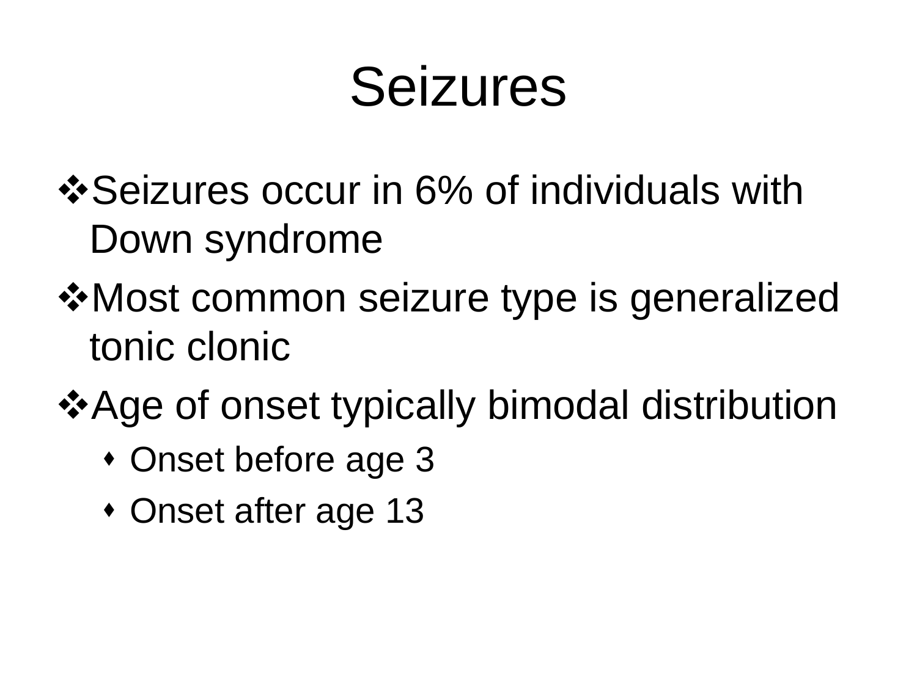# Seizures

- Seizures occur in 6% of individuals with Down syndrome
- Most common seizure type is generalized tonic clonic
- Age of onset typically bimodal distribution
  - Onset before age 3
  - Onset after age 13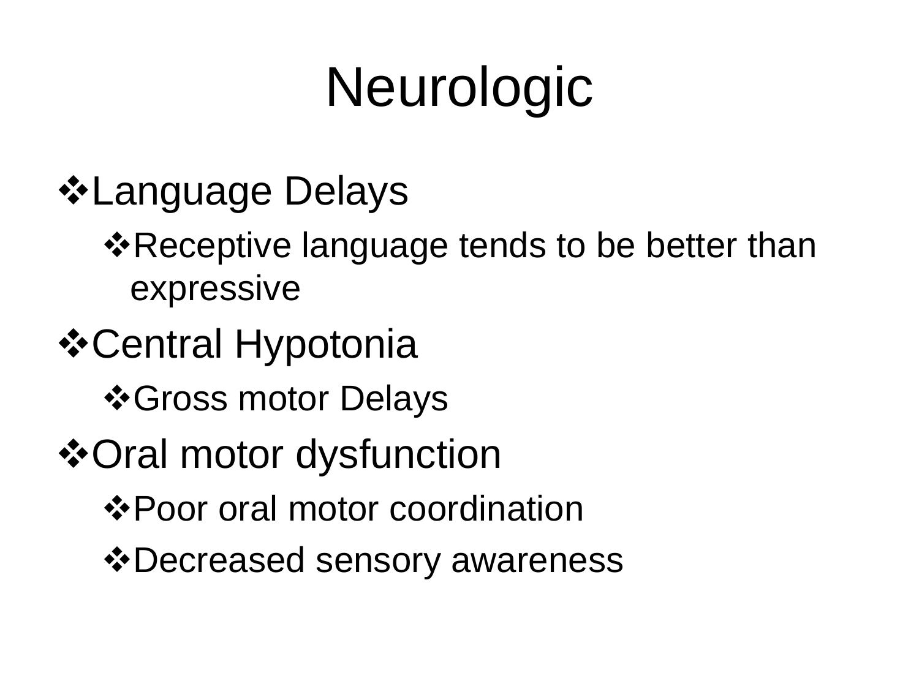# Neurologic

- Language Delays
  - Receptive language tends to be better than expressive
- Central Hypotonia
  - Gross motor Delays
- Oral motor dysfunction
  - Poor oral motor coordination
  - Decreased sensory awareness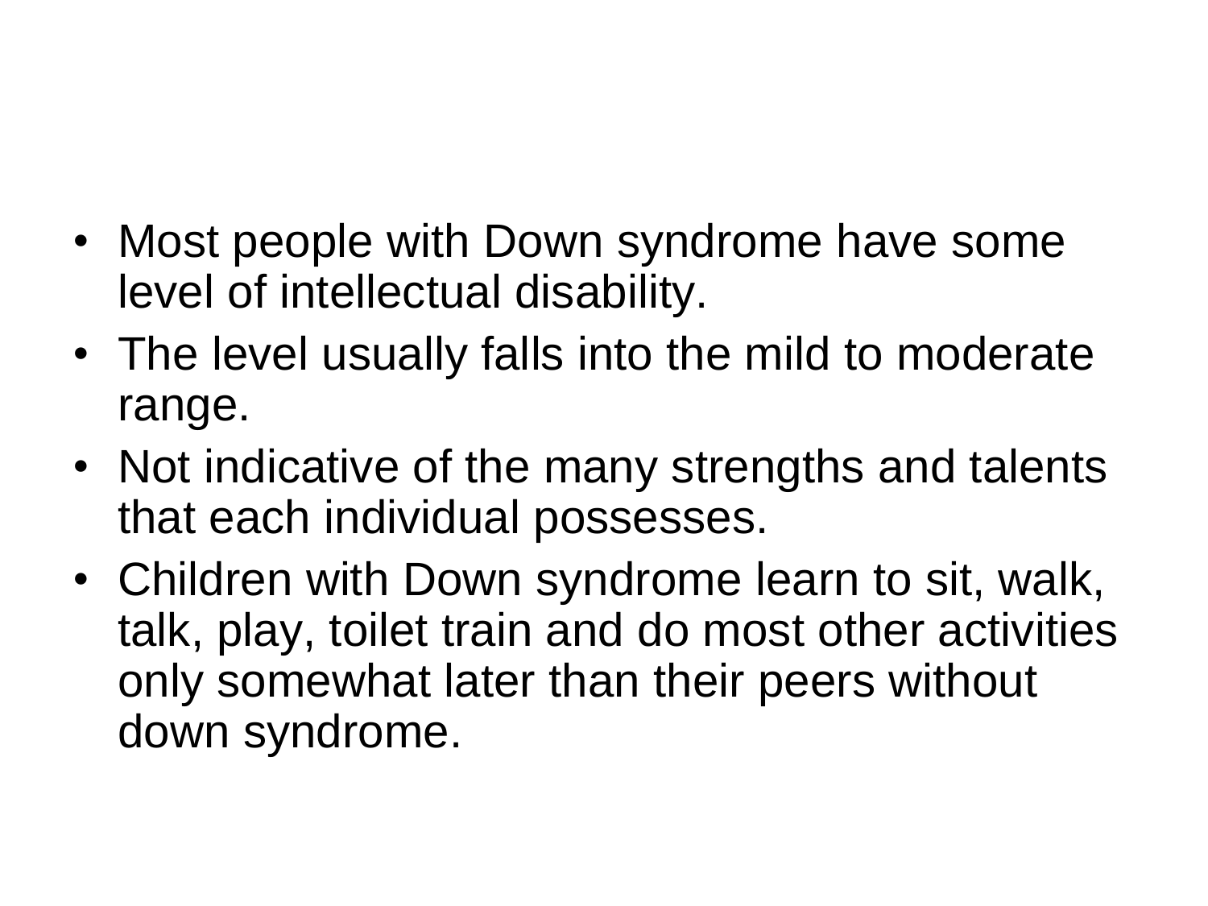- Most people with Down syndrome have some level of intellectual disability.
- The level usually falls into the mild to moderate range.
- Not indicative of the many strengths and talents that each individual possesses.
- Children with Down syndrome learn to sit, walk, talk, play, toilet train and do most other activities only somewhat later than their peers without down syndrome.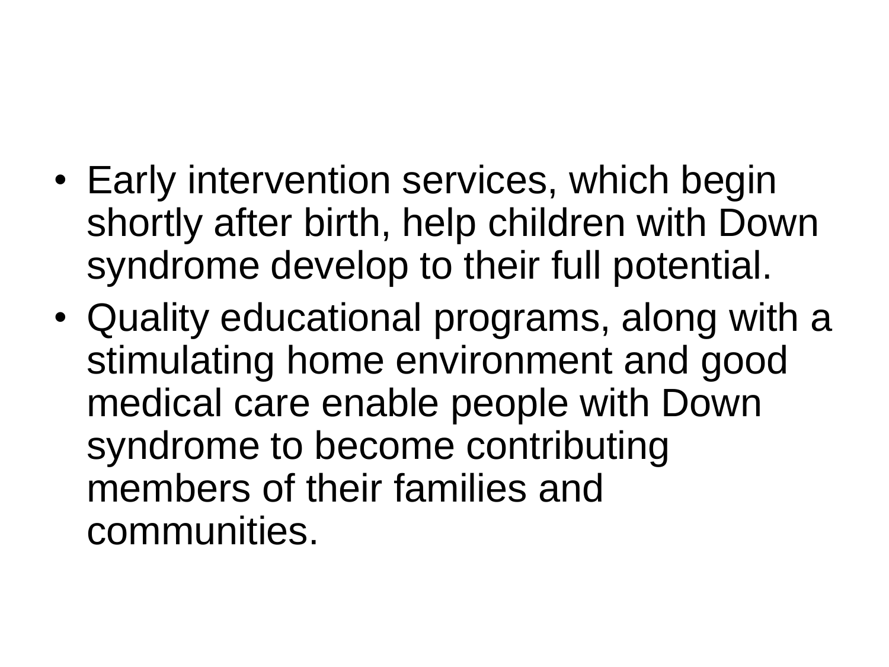- Early intervention services, which begin shortly after birth, help children with Down syndrome develop to their full potential.
- Quality educational programs, along with a stimulating home environment and good medical care enable people with Down syndrome to become contributing members of their families and communities.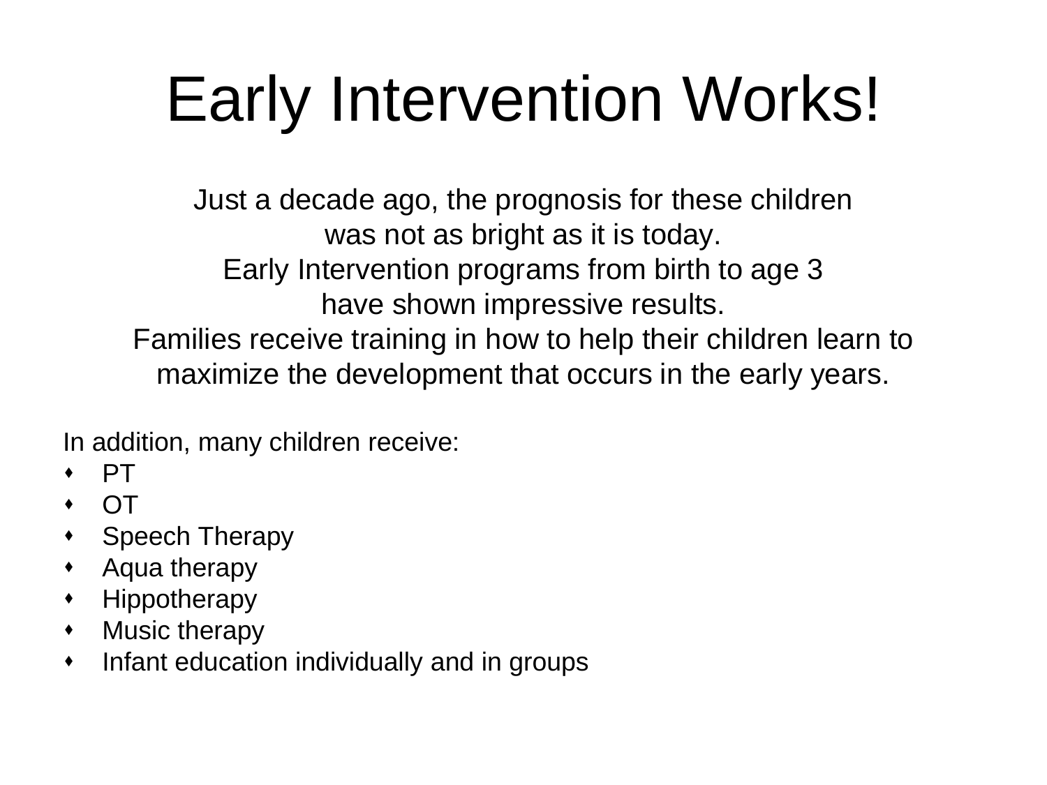# Early Intervention Works!

Just a decade ago, the prognosis for these children
was not as bright as it is today.
Early Intervention programs from birth to age 3
have shown impressive results.
Families receive training in how to help their children learn to maximize the development that occurs in the early years.

In addition, many children receive:

- PT
- OT
- Speech Therapy
- Aqua therapy
- Hippotherapy
- Music therapy
- Infant education individually and in groups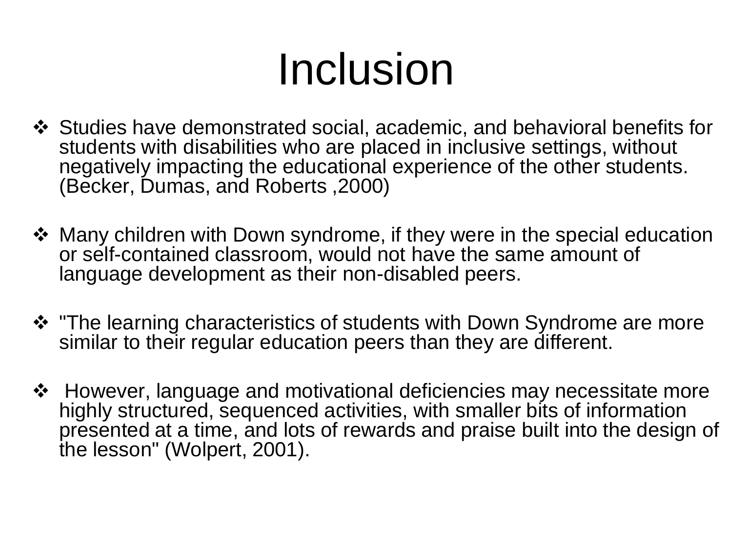# Inclusion

- Studies have demonstrated social, academic, and behavioral benefits for students with disabilities who are placed in inclusive settings, without negatively impacting the educational experience of the other students. (Becker, Dumas, and Roberts ,2000)

- Many children with Down syndrome, if they were in the special education or self-contained classroom, would not have the same amount of language development as their non-disabled peers.

- "The learning characteristics of students with Down Syndrome are more similar to their regular education peers than they are different.

- However, language and motivational deficiencies may necessitate more highly structured, sequenced activities, with smaller bits of information presented at a time, and lots of rewards and praise built into the design of the lesson" (Wolpert, 2001).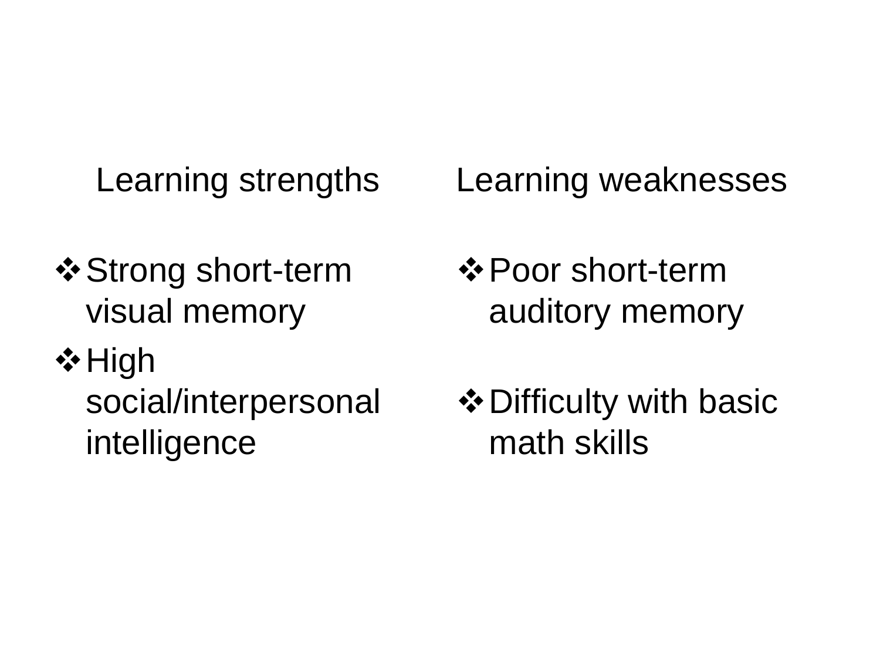Learning strengths

- Strong short-term visual memory
- High social/interpersonal intelligence

Learning weaknesses

- Poor short-term auditory memory
- Difficulty with basic math skills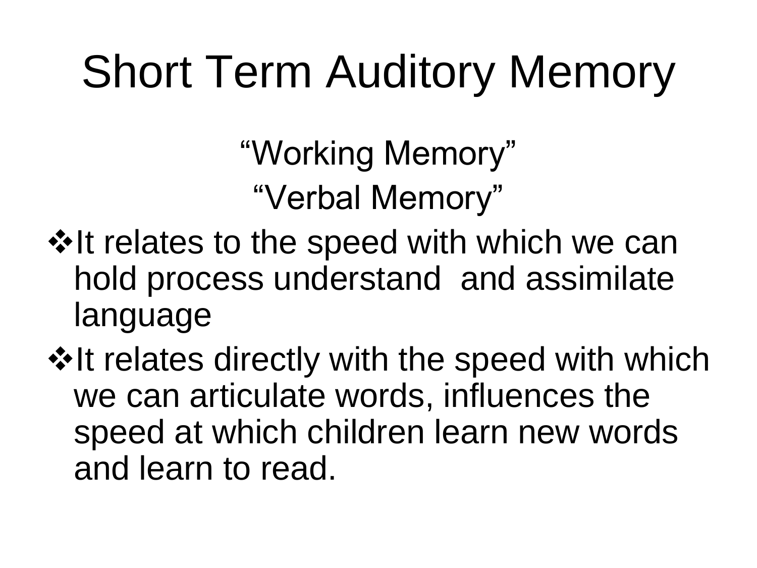# Short Term Auditory Memory

"Working Memory"

"Verbal Memory"

- It relates to the speed with which we can hold process understand and assimilate language
- It relates directly with the speed with which we can articulate words, influences the speed at which children learn new words and learn to read.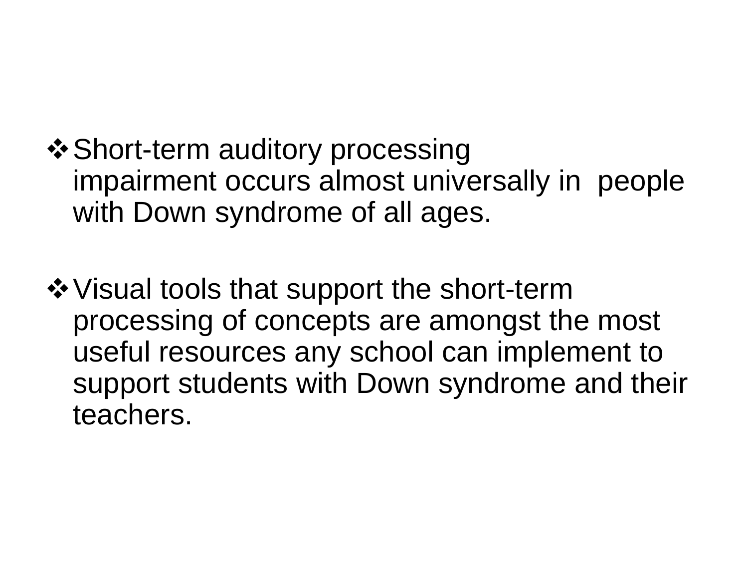- Short-term auditory processing impairment occurs almost universally in people with Down syndrome of all ages.

- Visual tools that support the short-term processing of concepts are amongst the most useful resources any school can implement to support students with Down syndrome and their teachers.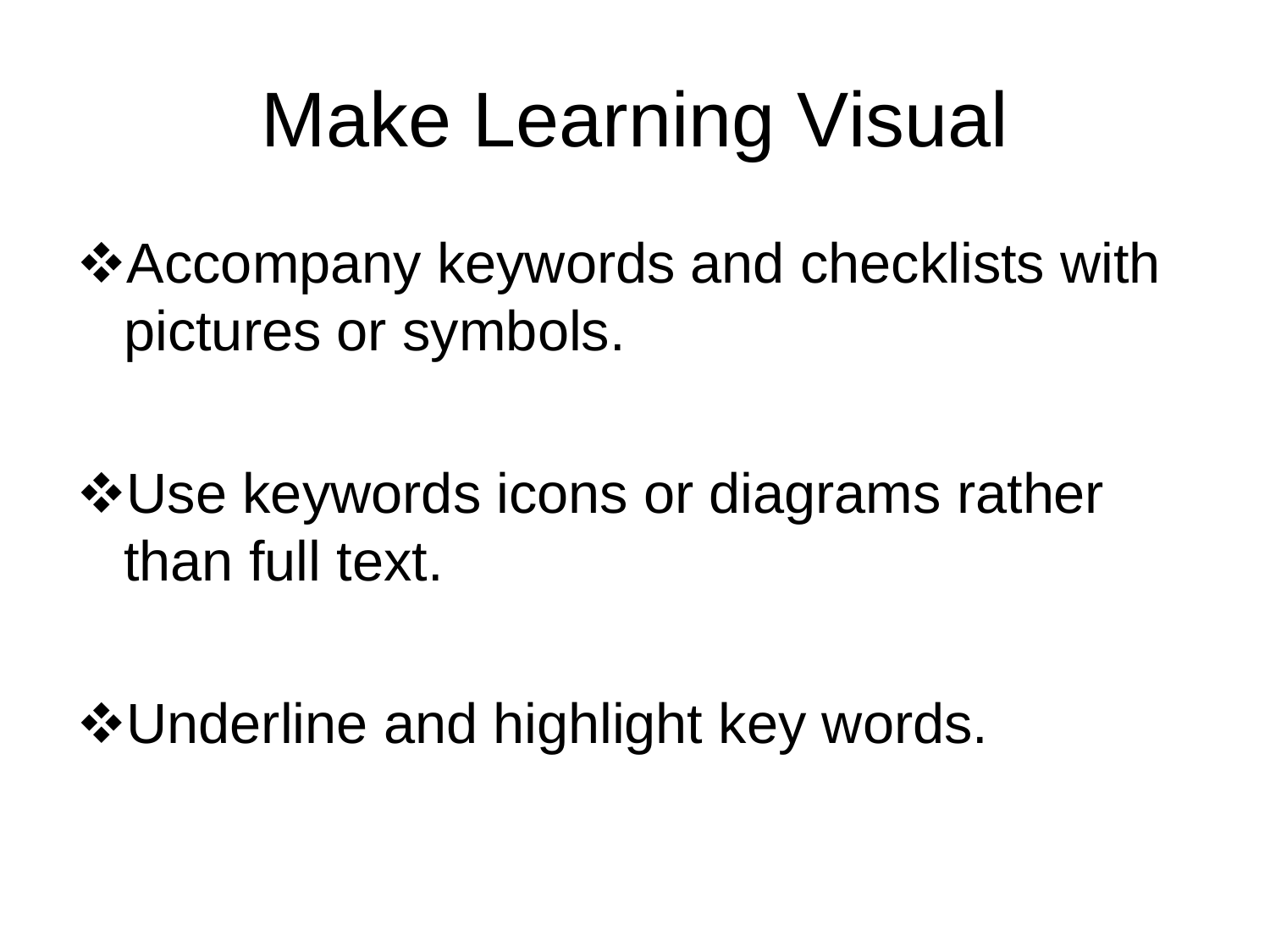# Make Learning Visual

- Accompany keywords and checklists with pictures or symbols.
- Use keywords icons or diagrams rather than full text.
- Underline and highlight key words.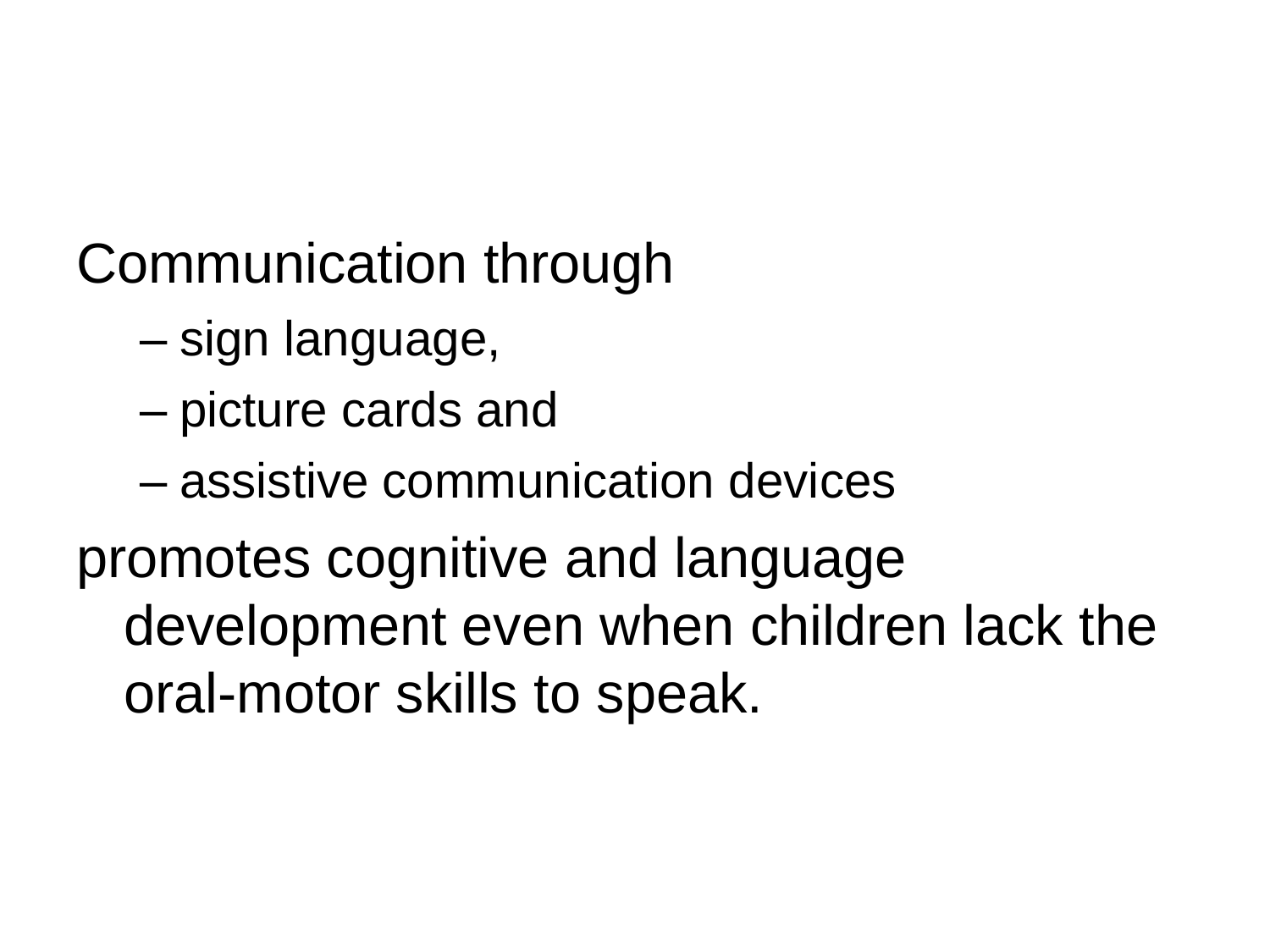Communication through

- sign language,
- picture cards and
- assistive communication devices

promotes cognitive and language development even when children lack the oral-motor skills to speak.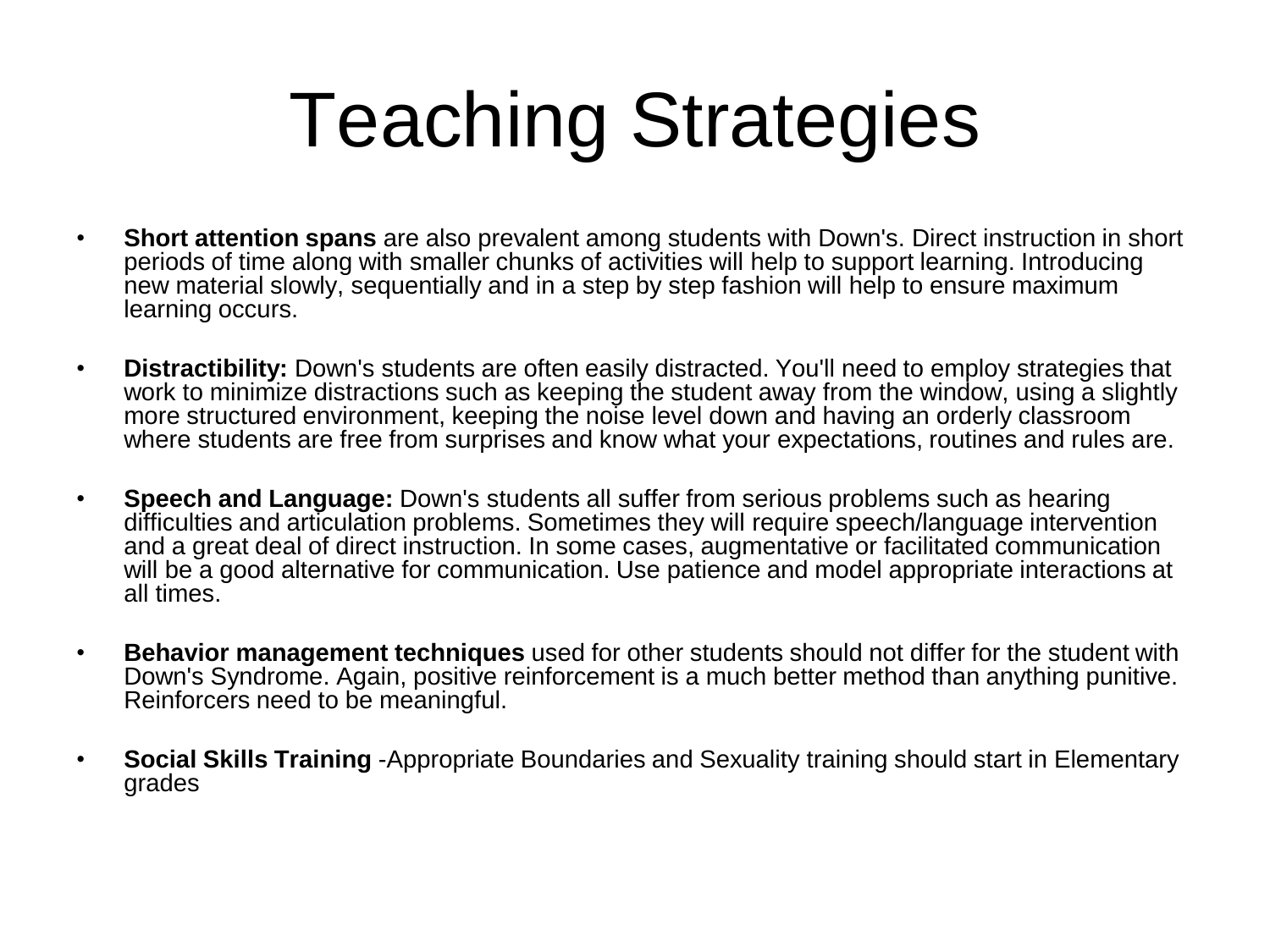# Teaching Strategies

- **Short attention spans** are also prevalent among students with Down's. Direct instruction in short periods of time along with smaller chunks of activities will help to support learning. Introducing new material slowly, sequentially and in a step by step fashion will help to ensure maximum learning occurs.

- **Distractibility:** Down's students are often easily distracted. You'll need to employ strategies that work to minimize distractions such as keeping the student away from the window, using a slightly more structured environment, keeping the noise level down and having an orderly classroom where students are free from surprises and know what your expectations, routines and rules are.

- **Speech and Language:** Down's students all suffer from serious problems such as hearing difficulties and articulation problems. Sometimes they will require speech/language intervention and a great deal of direct instruction. In some cases, augmentative or facilitated communication will be a good alternative for communication. Use patience and model appropriate interactions at all times.

- **Behavior management techniques** used for other students should not differ for the student with Down's Syndrome. Again, positive reinforcement is a much better method than anything punitive. Reinforcers need to be meaningful.

- **Social Skills Training** -Appropriate Boundaries and Sexuality training should start in Elementary grades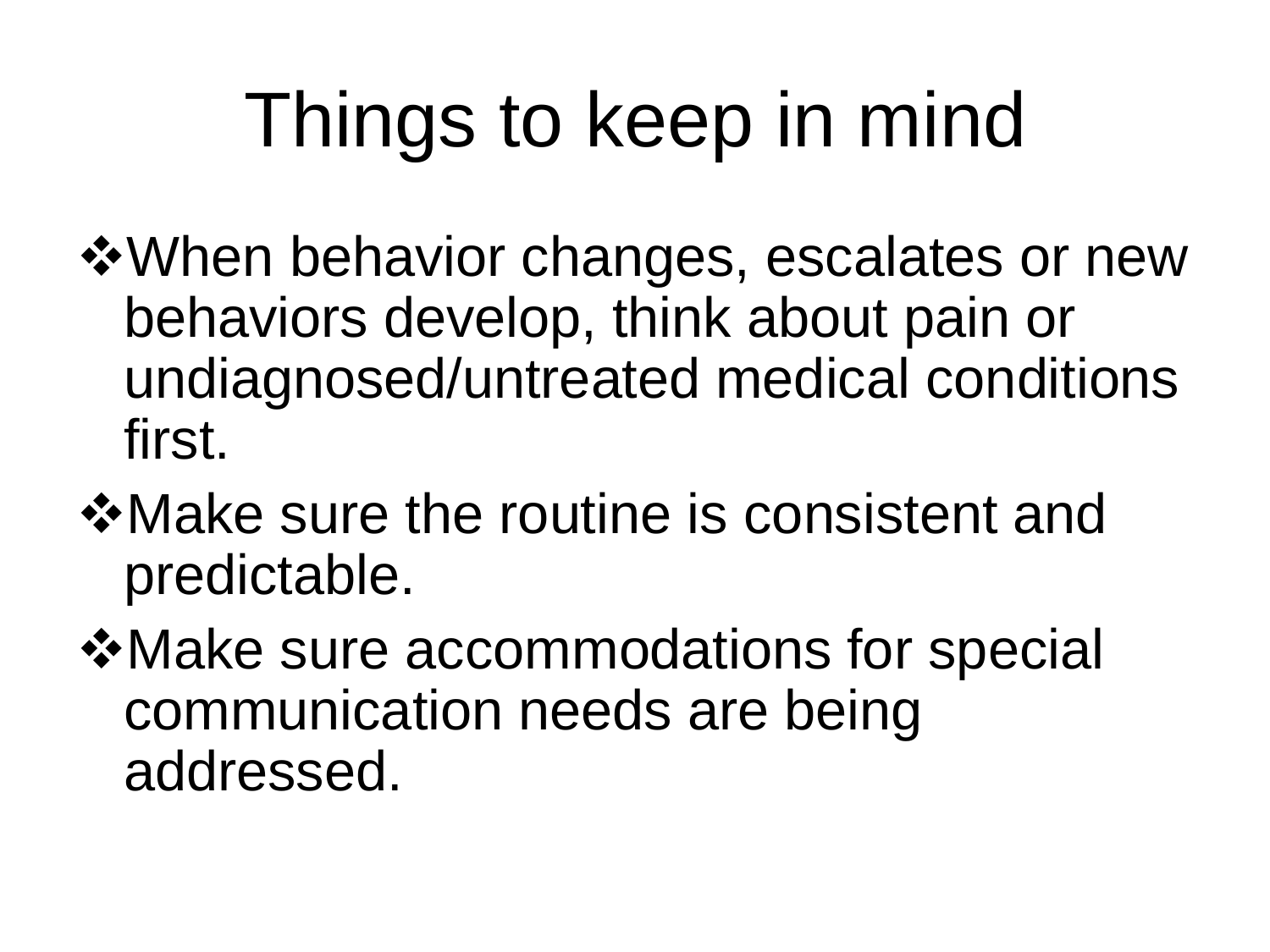# Things to keep in mind

- When behavior changes, escalates or new behaviors develop, think about pain or undiagnosed/untreated medical conditions first.
- Make sure the routine is consistent and predictable.
- Make sure accommodations for special communication needs are being addressed.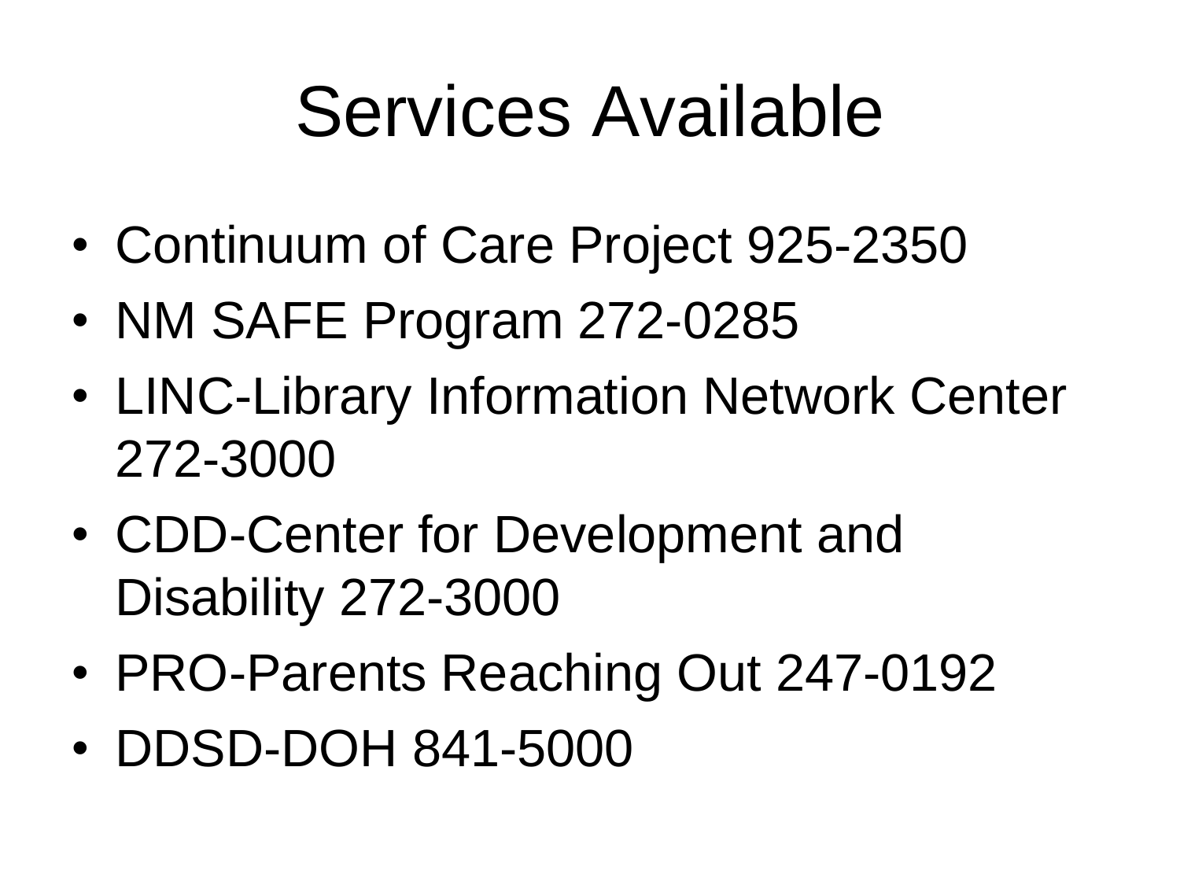# Services Available

- Continuum of Care Project 925-2350
- NM SAFE Program 272-0285
- LINC-Library Information Network Center 272-3000
- CDD-Center for Development and Disability 272-3000
- PRO-Parents Reaching Out 247-0192
- DDSD-DOH 841-5000